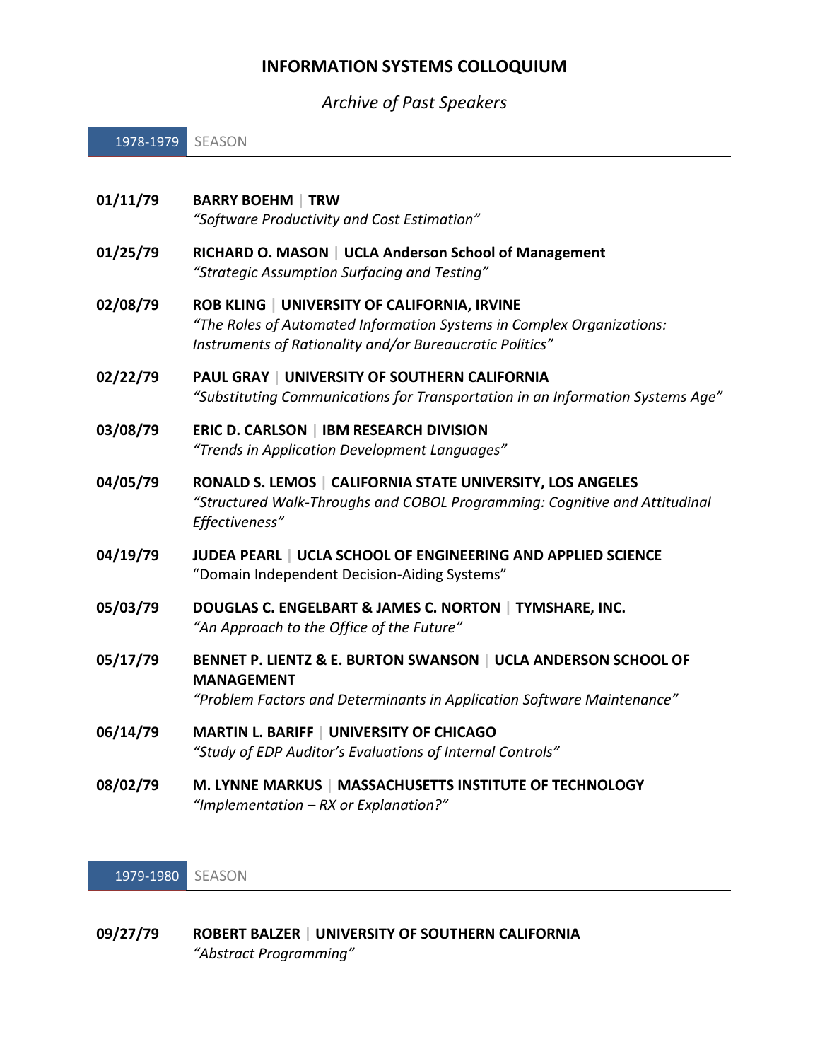# INFORMATION SYSTEMS COLLOQUIUM

*Archive of Past Speakers*

## 1978-1979 SEASON

**01/11/79** **BARRY BOEHM | TRW**
*"Software Productivity and Cost Estimation"*

**01/25/79** **RICHARD O. MASON | UCLA Anderson School of Management**
*"Strategic Assumption Surfacing and Testing"*

**02/08/79** **ROB KLING | UNIVERSITY OF CALIFORNIA, IRVINE**
*"The Roles of Automated Information Systems in Complex Organizations: Instruments of Rationality and/or Bureaucratic Politics"*

**02/22/79** **PAUL GRAY | UNIVERSITY OF SOUTHERN CALIFORNIA**
*"Substituting Communications for Transportation in an Information Systems Age"*

**03/08/79** **ERIC D. CARLSON | IBM RESEARCH DIVISION**
*"Trends in Application Development Languages"*

**04/05/79** **RONALD S. LEMOS | CALIFORNIA STATE UNIVERSITY, LOS ANGELES**
*"Structured Walk-Throughs and COBOL Programming: Cognitive and Attitudinal Effectiveness"*

**04/19/79** **JUDEA PEARL | UCLA SCHOOL OF ENGINEERING AND APPLIED SCIENCE**
"Domain Independent Decision-Aiding Systems"

**05/03/79** **DOUGLAS C. ENGELBART & JAMES C. NORTON | TYMSHARE, INC.**
*"An Approach to the Office of the Future"*

**05/17/79** **BENNET P. LIENTZ & E. BURTON SWANSON | UCLA ANDERSON SCHOOL OF MANAGEMENT**
*"Problem Factors and Determinants in Application Software Maintenance"*

**06/14/79** **MARTIN L. BARIFF | UNIVERSITY OF CHICAGO**
*"Study of EDP Auditor's Evaluations of Internal Controls"*

**08/02/79** **M. LYNNE MARKUS | MASSACHUSETTS INSTITUTE OF TECHNOLOGY**
*"Implementation – RX or Explanation?"*

## 1979-1980 SEASON

**09/27/79** **ROBERT BALZER | UNIVERSITY OF SOUTHERN CALIFORNIA**
*"Abstract Programming"*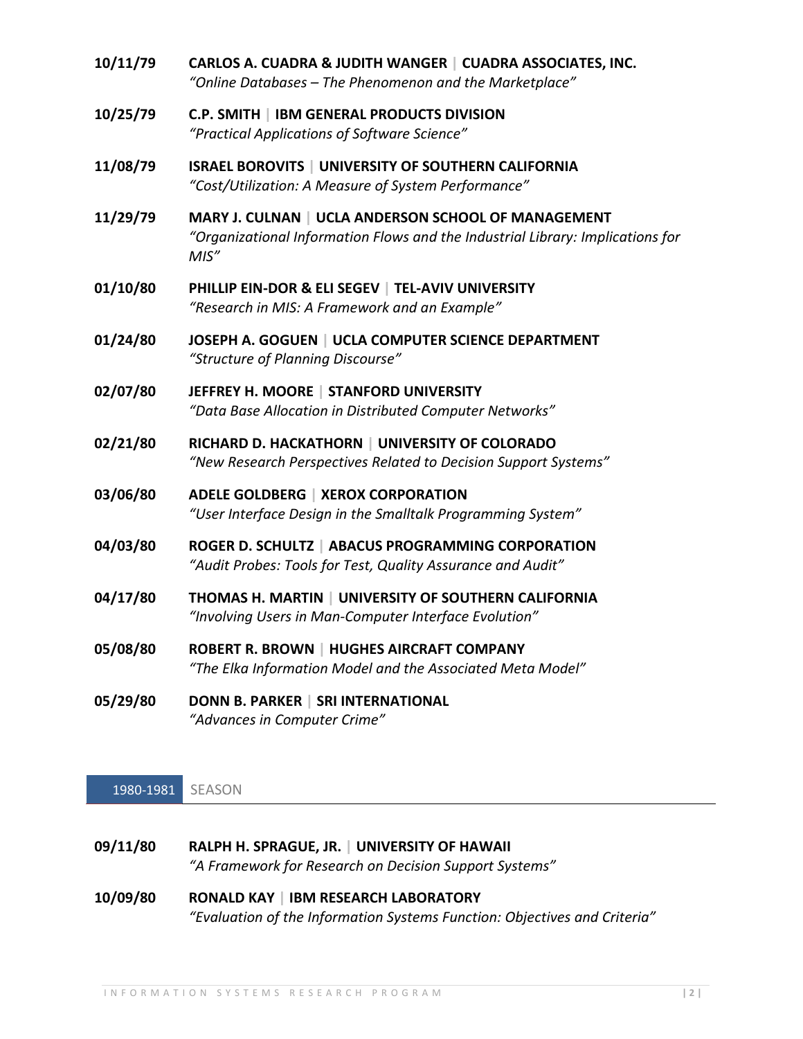**10/11/79** **CARLOS A. CUADRA & JUDITH WANGER | CUADRA ASSOCIATES, INC.**
*"Online Databases – The Phenomenon and the Marketplace"*

**10/25/79** **C.P. SMITH | IBM GENERAL PRODUCTS DIVISION**
*"Practical Applications of Software Science"*

**11/08/79** **ISRAEL BOROVITS | UNIVERSITY OF SOUTHERN CALIFORNIA**
*"Cost/Utilization: A Measure of System Performance"*

**11/29/79** **MARY J. CULNAN | UCLA ANDERSON SCHOOL OF MANAGEMENT**
*"Organizational Information Flows and the Industrial Library: Implications for MIS"*

**01/10/80** **PHILLIP EIN-DOR & ELI SEGEV | TEL-AVIV UNIVERSITY**
*"Research in MIS: A Framework and an Example"*

**01/24/80** **JOSEPH A. GOGUEN | UCLA COMPUTER SCIENCE DEPARTMENT**
*"Structure of Planning Discourse"*

**02/07/80** **JEFFREY H. MOORE | STANFORD UNIVERSITY**
*"Data Base Allocation in Distributed Computer Networks"*

**02/21/80** **RICHARD D. HACKATHORN | UNIVERSITY OF COLORADO**
*"New Research Perspectives Related to Decision Support Systems"*

**03/06/80** **ADELE GOLDBERG | XEROX CORPORATION**
*"User Interface Design in the Smalltalk Programming System"*

**04/03/80** **ROGER D. SCHULTZ | ABACUS PROGRAMMING CORPORATION**
*"Audit Probes: Tools for Test, Quality Assurance and Audit"*

**04/17/80** **THOMAS H. MARTIN | UNIVERSITY OF SOUTHERN CALIFORNIA**
*"Involving Users in Man-Computer Interface Evolution"*

**05/08/80** **ROBERT R. BROWN | HUGHES AIRCRAFT COMPANY**
*"The Elka Information Model and the Associated Meta Model"*

**05/29/80** **DONN B. PARKER | SRI INTERNATIONAL**
*"Advances in Computer Crime"*

## 1980-1981 SEASON

**09/11/80** **RALPH H. SPRAGUE, JR. | UNIVERSITY OF HAWAII**
*"A Framework for Research on Decision Support Systems"*

**10/09/80** **RONALD KAY | IBM RESEARCH LABORATORY**
*"Evaluation of the Information Systems Function: Objectives and Criteria"*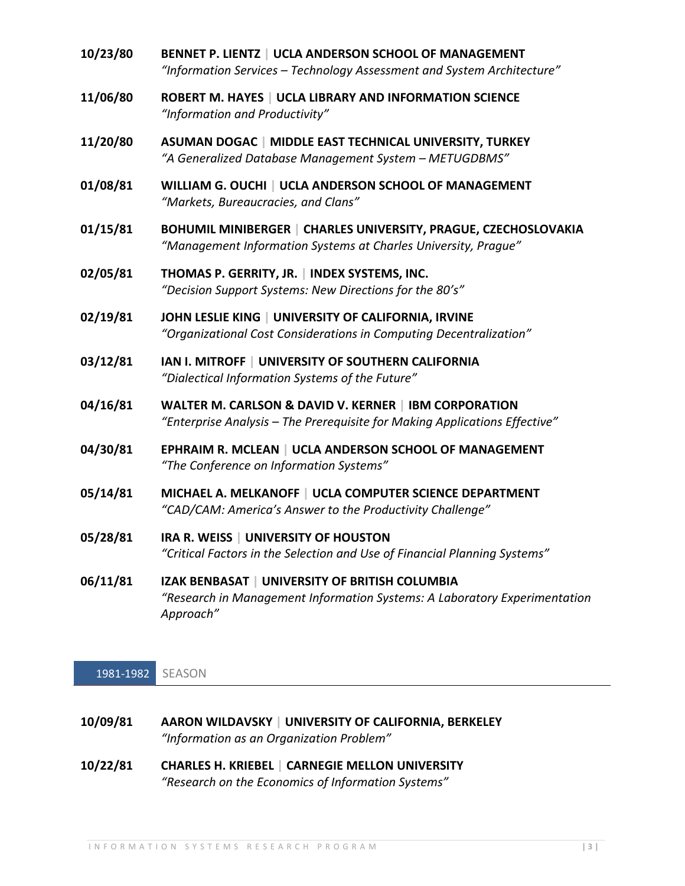**10/23/80** **BENNET P. LIENTZ | UCLA ANDERSON SCHOOL OF MANAGEMENT**
*"Information Services – Technology Assessment and System Architecture"*

**11/06/80** **ROBERT M. HAYES | UCLA LIBRARY AND INFORMATION SCIENCE**
*"Information and Productivity"*

**11/20/80** **ASUMAN DOGAC | MIDDLE EAST TECHNICAL UNIVERSITY, TURKEY**
*"A Generalized Database Management System – METUGDBMS"*

**01/08/81** **WILLIAM G. OUCHI | UCLA ANDERSON SCHOOL OF MANAGEMENT**
*"Markets, Bureaucracies, and Clans"*

**01/15/81** **BOHUMIL MINIBERGER | CHARLES UNIVERSITY, PRAGUE, CZECHOSLOVAKIA**
*"Management Information Systems at Charles University, Prague"*

**02/05/81** **THOMAS P. GERRITY, JR. | INDEX SYSTEMS, INC.**
*"Decision Support Systems: New Directions for the 80's"*

**02/19/81** **JOHN LESLIE KING | UNIVERSITY OF CALIFORNIA, IRVINE**
*"Organizational Cost Considerations in Computing Decentralization"*

**03/12/81** **IAN I. MITROFF | UNIVERSITY OF SOUTHERN CALIFORNIA**
*"Dialectical Information Systems of the Future"*

**04/16/81** **WALTER M. CARLSON & DAVID V. KERNER | IBM CORPORATION**
*"Enterprise Analysis – The Prerequisite for Making Applications Effective"*

**04/30/81** **EPHRAIM R. MCLEAN | UCLA ANDERSON SCHOOL OF MANAGEMENT**
*"The Conference on Information Systems"*

**05/14/81** **MICHAEL A. MELKANOFF | UCLA COMPUTER SCIENCE DEPARTMENT**
*"CAD/CAM: America's Answer to the Productivity Challenge"*

**05/28/81** **IRA R. WEISS | UNIVERSITY OF HOUSTON**
*"Critical Factors in the Selection and Use of Financial Planning Systems"*

**06/11/81** **IZAK BENBASAT | UNIVERSITY OF BRITISH COLUMBIA**
*"Research in Management Information Systems: A Laboratory Experimentation Approach"*

## 1981-1982 SEASON

**10/09/81** **AARON WILDAVSKY | UNIVERSITY OF CALIFORNIA, BERKELEY**
*"Information as an Organization Problem"*

**10/22/81** **CHARLES H. KRIEBEL | CARNEGIE MELLON UNIVERSITY**
*"Research on the Economics of Information Systems"*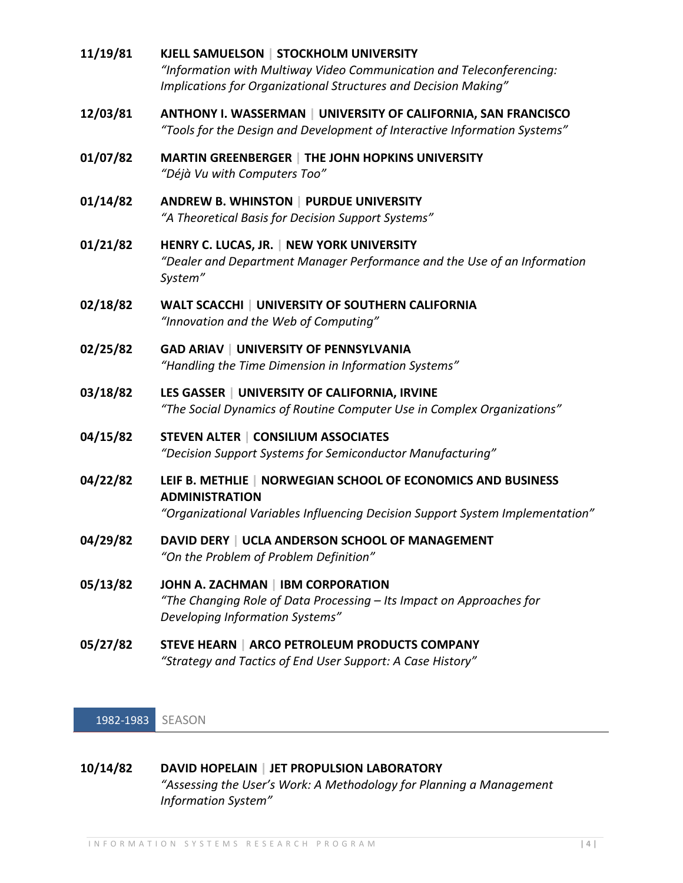**11/19/81** **KJELL SAMUELSON | STOCKHOLM UNIVERSITY**
*"Information with Multiway Video Communication and Teleconferencing: Implications for Organizational Structures and Decision Making"*

**12/03/81** **ANTHONY I. WASSERMAN | UNIVERSITY OF CALIFORNIA, SAN FRANCISCO**
*"Tools for the Design and Development of Interactive Information Systems"*

**01/07/82** **MARTIN GREENBERGER | THE JOHN HOPKINS UNIVERSITY**
*"Déjà Vu with Computers Too"*

**01/14/82** **ANDREW B. WHINSTON | PURDUE UNIVERSITY**
*"A Theoretical Basis for Decision Support Systems"*

**01/21/82** **HENRY C. LUCAS, JR. | NEW YORK UNIVERSITY**
*"Dealer and Department Manager Performance and the Use of an Information System"*

**02/18/82** **WALT SCACCHI | UNIVERSITY OF SOUTHERN CALIFORNIA**
*"Innovation and the Web of Computing"*

**02/25/82** **GAD ARIAV | UNIVERSITY OF PENNSYLVANIA**
*"Handling the Time Dimension in Information Systems"*

**03/18/82** **LES GASSER | UNIVERSITY OF CALIFORNIA, IRVINE**
*"The Social Dynamics of Routine Computer Use in Complex Organizations"*

**04/15/82** **STEVEN ALTER | CONSILIUM ASSOCIATES**
*"Decision Support Systems for Semiconductor Manufacturing"*

**04/22/82** **LEIF B. METHLIE | NORWEGIAN SCHOOL OF ECONOMICS AND BUSINESS ADMINISTRATION**
*"Organizational Variables Influencing Decision Support System Implementation"*

**04/29/82** **DAVID DERY | UCLA ANDERSON SCHOOL OF MANAGEMENT**
*"On the Problem of Problem Definition"*

**05/13/82** **JOHN A. ZACHMAN | IBM CORPORATION**
*"The Changing Role of Data Processing – Its Impact on Approaches for Developing Information Systems"*

**05/27/82** **STEVE HEARN | ARCO PETROLEUM PRODUCTS COMPANY**
*"Strategy and Tactics of End User Support: A Case History"*

## 1982-1983 SEASON

**10/14/82** **DAVID HOPELAIN | JET PROPULSION LABORATORY**
*"Assessing the User's Work: A Methodology for Planning a Management Information System"*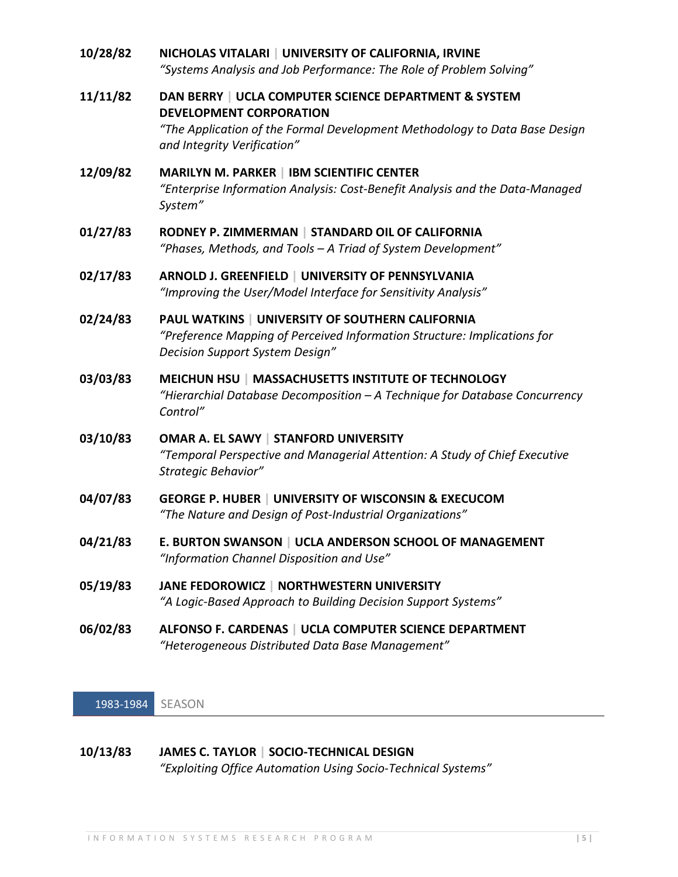**10/28/82** **NICHOLAS VITALARI | UNIVERSITY OF CALIFORNIA, IRVINE**
*"Systems Analysis and Job Performance: The Role of Problem Solving"*

**11/11/82** **DAN BERRY | UCLA COMPUTER SCIENCE DEPARTMENT & SYSTEM DEVELOPMENT CORPORATION**
*"The Application of the Formal Development Methodology to Data Base Design and Integrity Verification"*

**12/09/82** **MARILYN M. PARKER | IBM SCIENTIFIC CENTER**
*"Enterprise Information Analysis: Cost-Benefit Analysis and the Data-Managed System"*

**01/27/83** **RODNEY P. ZIMMERMAN | STANDARD OIL OF CALIFORNIA**
*"Phases, Methods, and Tools – A Triad of System Development"*

**02/17/83** **ARNOLD J. GREENFIELD | UNIVERSITY OF PENNSYLVANIA**
*"Improving the User/Model Interface for Sensitivity Analysis"*

**02/24/83** **PAUL WATKINS | UNIVERSITY OF SOUTHERN CALIFORNIA**
*"Preference Mapping of Perceived Information Structure: Implications for Decision Support System Design"*

**03/03/83** **MEICHUN HSU | MASSACHUSETTS INSTITUTE OF TECHNOLOGY**
*"Hierarchial Database Decomposition – A Technique for Database Concurrency Control"*

**03/10/83** **OMAR A. EL SAWY | STANFORD UNIVERSITY**
*"Temporal Perspective and Managerial Attention: A Study of Chief Executive Strategic Behavior"*

**04/07/83** **GEORGE P. HUBER | UNIVERSITY OF WISCONSIN & EXECUCOM**
*"The Nature and Design of Post-Industrial Organizations"*

**04/21/83** **E. BURTON SWANSON | UCLA ANDERSON SCHOOL OF MANAGEMENT**
*"Information Channel Disposition and Use"*

**05/19/83** **JANE FEDOROWICZ | NORTHWESTERN UNIVERSITY**
*"A Logic-Based Approach to Building Decision Support Systems"*

**06/02/83** **ALFONSO F. CARDENAS | UCLA COMPUTER SCIENCE DEPARTMENT**
*"Heterogeneous Distributed Data Base Management"*

## 1983-1984 SEASON

**10/13/83** **JAMES C. TAYLOR | SOCIO-TECHNICAL DESIGN**
*"Exploiting Office Automation Using Socio-Technical Systems"*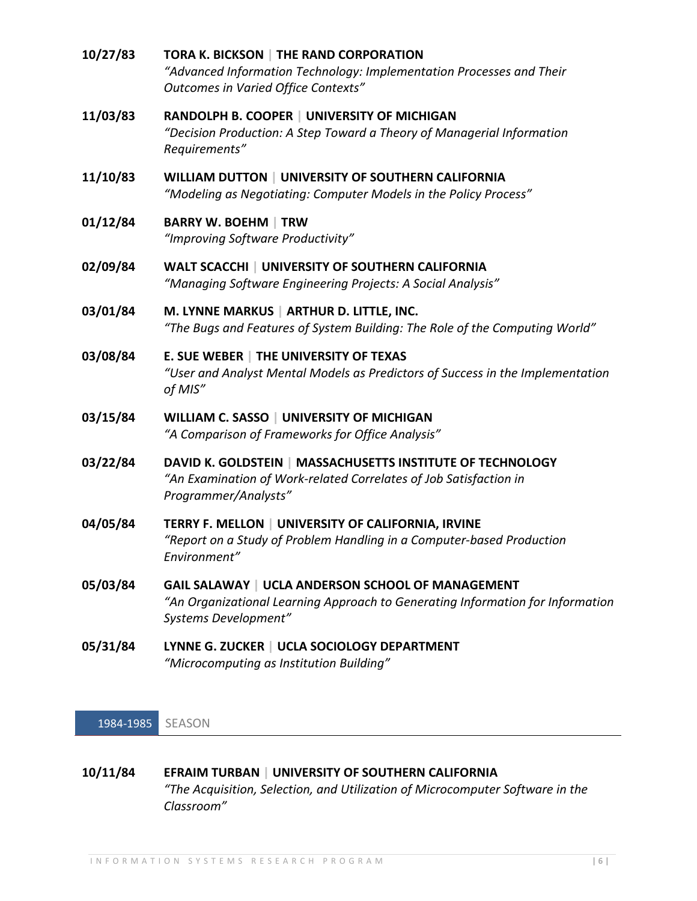**10/27/83** **TORA K. BICKSON | THE RAND CORPORATION**
*"Advanced Information Technology: Implementation Processes and Their Outcomes in Varied Office Contexts"*

**11/03/83** **RANDOLPH B. COOPER | UNIVERSITY OF MICHIGAN**
*"Decision Production: A Step Toward a Theory of Managerial Information Requirements"*

**11/10/83** **WILLIAM DUTTON | UNIVERSITY OF SOUTHERN CALIFORNIA**
*"Modeling as Negotiating: Computer Models in the Policy Process"*

**01/12/84** **BARRY W. BOEHM | TRW**
*"Improving Software Productivity"*

**02/09/84** **WALT SCACCHI | UNIVERSITY OF SOUTHERN CALIFORNIA**
*"Managing Software Engineering Projects: A Social Analysis"*

**03/01/84** **M. LYNNE MARKUS | ARTHUR D. LITTLE, INC.**
*"The Bugs and Features of System Building: The Role of the Computing World"*

**03/08/84** **E. SUE WEBER | THE UNIVERSITY OF TEXAS**
*"User and Analyst Mental Models as Predictors of Success in the Implementation of MIS"*

**03/15/84** **WILLIAM C. SASSO | UNIVERSITY OF MICHIGAN**
*"A Comparison of Frameworks for Office Analysis"*

**03/22/84** **DAVID K. GOLDSTEIN | MASSACHUSETTS INSTITUTE OF TECHNOLOGY**
*"An Examination of Work-related Correlates of Job Satisfaction in Programmer/Analysts"*

**04/05/84** **TERRY F. MELLON | UNIVERSITY OF CALIFORNIA, IRVINE**
*"Report on a Study of Problem Handling in a Computer-based Production Environment"*

**05/03/84** **GAIL SALAWAY | UCLA ANDERSON SCHOOL OF MANAGEMENT**
*"An Organizational Learning Approach to Generating Information for Information Systems Development"*

**05/31/84** **LYNNE G. ZUCKER | UCLA SOCIOLOGY DEPARTMENT**
*"Microcomputing as Institution Building"*

## 1984-1985 SEASON

**10/11/84** **EFRAIM TURBAN | UNIVERSITY OF SOUTHERN CALIFORNIA**
*"The Acquisition, Selection, and Utilization of Microcomputer Software in the Classroom"*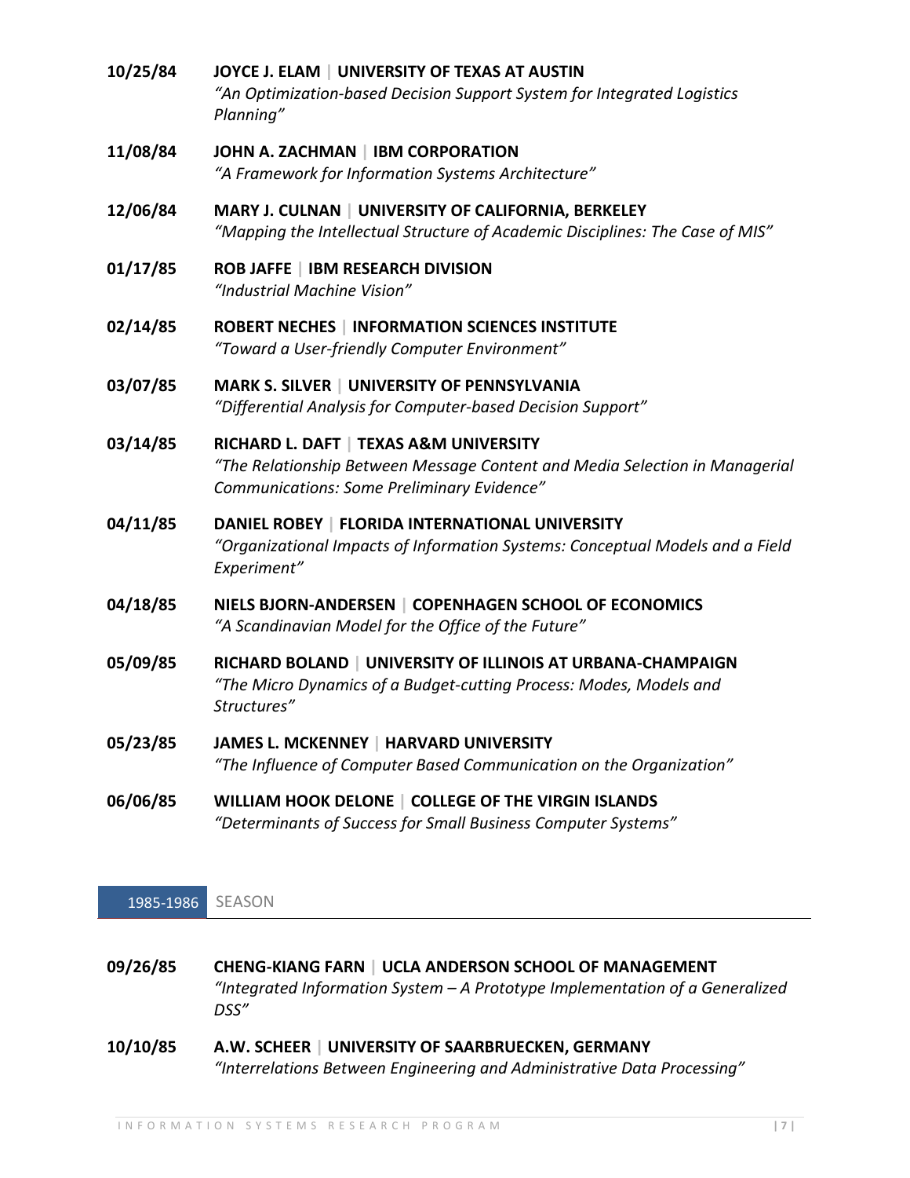**10/25/84** **JOYCE J. ELAM | UNIVERSITY OF TEXAS AT AUSTIN**
*"An Optimization-based Decision Support System for Integrated Logistics Planning"*

**11/08/84** **JOHN A. ZACHMAN | IBM CORPORATION**
*"A Framework for Information Systems Architecture"*

**12/06/84** **MARY J. CULNAN | UNIVERSITY OF CALIFORNIA, BERKELEY**
*"Mapping the Intellectual Structure of Academic Disciplines: The Case of MIS"*

**01/17/85** **ROB JAFFE | IBM RESEARCH DIVISION**
*"Industrial Machine Vision"*

**02/14/85** **ROBERT NECHES | INFORMATION SCIENCES INSTITUTE**
*"Toward a User-friendly Computer Environment"*

**03/07/85** **MARK S. SILVER | UNIVERSITY OF PENNSYLVANIA**
*"Differential Analysis for Computer-based Decision Support"*

**03/14/85** **RICHARD L. DAFT | TEXAS A&M UNIVERSITY**
*"The Relationship Between Message Content and Media Selection in Managerial Communications: Some Preliminary Evidence"*

**04/11/85** **DANIEL ROBEY | FLORIDA INTERNATIONAL UNIVERSITY**
*"Organizational Impacts of Information Systems: Conceptual Models and a Field Experiment"*

**04/18/85** **NIELS BJORN-ANDERSEN | COPENHAGEN SCHOOL OF ECONOMICS**
*"A Scandinavian Model for the Office of the Future"*

**05/09/85** **RICHARD BOLAND | UNIVERSITY OF ILLINOIS AT URBANA-CHAMPAIGN**
*"The Micro Dynamics of a Budget-cutting Process: Modes, Models and Structures"*

**05/23/85** **JAMES L. MCKENNEY | HARVARD UNIVERSITY**
*"The Influence of Computer Based Communication on the Organization"*

**06/06/85** **WILLIAM HOOK DELONE | COLLEGE OF THE VIRGIN ISLANDS**
*"Determinants of Success for Small Business Computer Systems"*

## 1985-1986 SEASON

**09/26/85** **CHENG-KIANG FARN | UCLA ANDERSON SCHOOL OF MANAGEMENT**
*"Integrated Information System – A Prototype Implementation of a Generalized DSS"*

**10/10/85** **A.W. SCHEER | UNIVERSITY OF SAARBRUECKEN, GERMANY**
*"Interrelations Between Engineering and Administrative Data Processing"*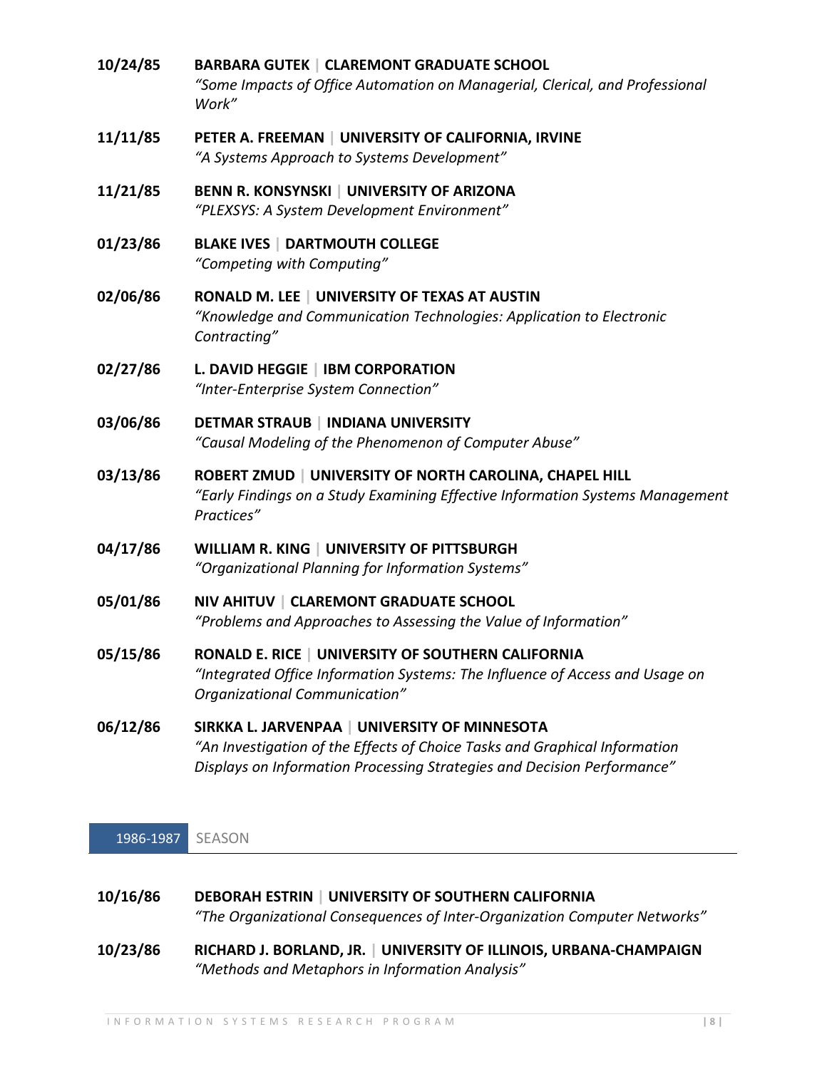**10/24/85** **BARBARA GUTEK | CLAREMONT GRADUATE SCHOOL**
*"Some Impacts of Office Automation on Managerial, Clerical, and Professional Work"*

**11/11/85** **PETER A. FREEMAN | UNIVERSITY OF CALIFORNIA, IRVINE**
*"A Systems Approach to Systems Development"*

**11/21/85** **BENN R. KONSYNSKI | UNIVERSITY OF ARIZONA**
*"PLEXSYS: A System Development Environment"*

**01/23/86** **BLAKE IVES | DARTMOUTH COLLEGE**
*"Competing with Computing"*

**02/06/86** **RONALD M. LEE | UNIVERSITY OF TEXAS AT AUSTIN**
*"Knowledge and Communication Technologies: Application to Electronic Contracting"*

**02/27/86** **L. DAVID HEGGIE | IBM CORPORATION**
*"Inter-Enterprise System Connection"*

**03/06/86** **DETMAR STRAUB | INDIANA UNIVERSITY**
*"Causal Modeling of the Phenomenon of Computer Abuse"*

**03/13/86** **ROBERT ZMUD | UNIVERSITY OF NORTH CAROLINA, CHAPEL HILL**
*"Early Findings on a Study Examining Effective Information Systems Management Practices"*

**04/17/86** **WILLIAM R. KING | UNIVERSITY OF PITTSBURGH**
*"Organizational Planning for Information Systems"*

**05/01/86** **NIV AHITUV | CLAREMONT GRADUATE SCHOOL**
*"Problems and Approaches to Assessing the Value of Information"*

**05/15/86** **RONALD E. RICE | UNIVERSITY OF SOUTHERN CALIFORNIA**
*"Integrated Office Information Systems: The Influence of Access and Usage on Organizational Communication"*

**06/12/86** **SIRKKA L. JARVENPAA | UNIVERSITY OF MINNESOTA**
*"An Investigation of the Effects of Choice Tasks and Graphical Information Displays on Information Processing Strategies and Decision Performance"*

## 1986-1987 SEASON

**10/16/86** **DEBORAH ESTRIN | UNIVERSITY OF SOUTHERN CALIFORNIA**
*"The Organizational Consequences of Inter-Organization Computer Networks"*

**10/23/86** **RICHARD J. BORLAND, JR. | UNIVERSITY OF ILLINOIS, URBANA-CHAMPAIGN**
*"Methods and Metaphors in Information Analysis"*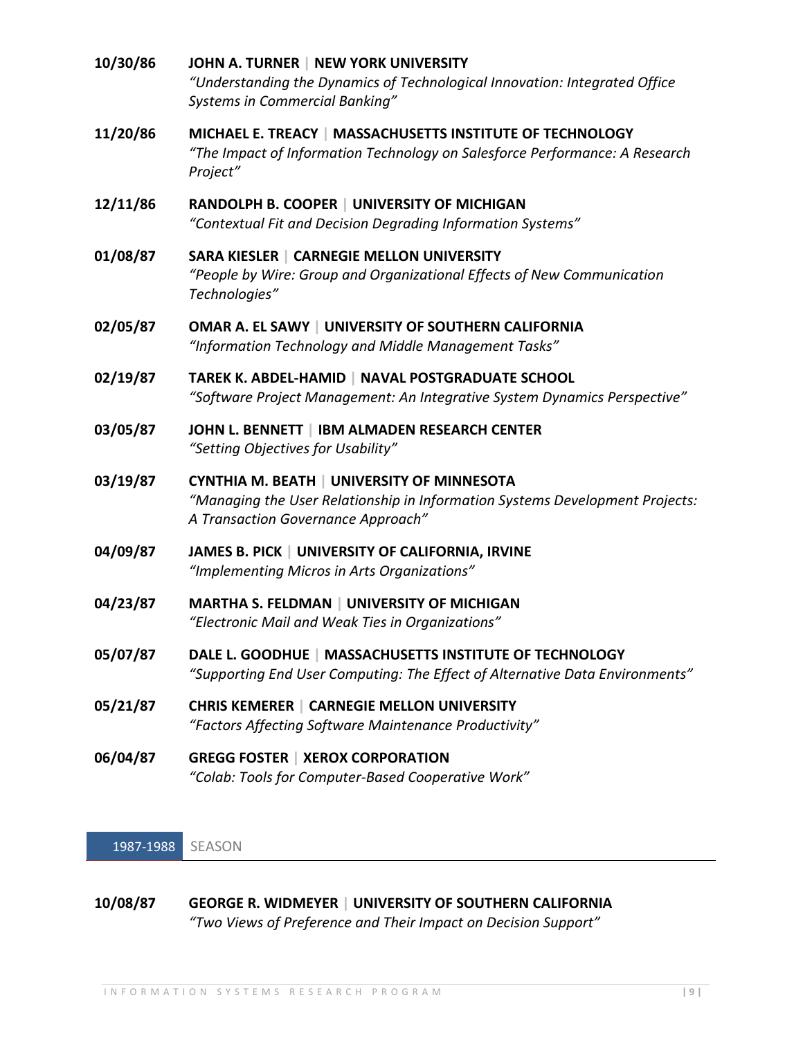**10/30/86** **JOHN A. TURNER | NEW YORK UNIVERSITY**
*"Understanding the Dynamics of Technological Innovation: Integrated Office Systems in Commercial Banking"*

**11/20/86** **MICHAEL E. TREACY | MASSACHUSETTS INSTITUTE OF TECHNOLOGY**
*"The Impact of Information Technology on Salesforce Performance: A Research Project"*

**12/11/86** **RANDOLPH B. COOPER | UNIVERSITY OF MICHIGAN**
*"Contextual Fit and Decision Degrading Information Systems"*

**01/08/87** **SARA KIESLER | CARNEGIE MELLON UNIVERSITY**
*"People by Wire: Group and Organizational Effects of New Communication Technologies"*

**02/05/87** **OMAR A. EL SAWY | UNIVERSITY OF SOUTHERN CALIFORNIA**
*"Information Technology and Middle Management Tasks"*

**02/19/87** **TAREK K. ABDEL-HAMID | NAVAL POSTGRADUATE SCHOOL**
*"Software Project Management: An Integrative System Dynamics Perspective"*

**03/05/87** **JOHN L. BENNETT | IBM ALMADEN RESEARCH CENTER**
*"Setting Objectives for Usability"*

**03/19/87** **CYNTHIA M. BEATH | UNIVERSITY OF MINNESOTA**
*"Managing the User Relationship in Information Systems Development Projects: A Transaction Governance Approach"*

**04/09/87** **JAMES B. PICK | UNIVERSITY OF CALIFORNIA, IRVINE**
*"Implementing Micros in Arts Organizations"*

**04/23/87** **MARTHA S. FELDMAN | UNIVERSITY OF MICHIGAN**
*"Electronic Mail and Weak Ties in Organizations"*

**05/07/87** **DALE L. GOODHUE | MASSACHUSETTS INSTITUTE OF TECHNOLOGY**
*"Supporting End User Computing: The Effect of Alternative Data Environments"*

**05/21/87** **CHRIS KEMERER | CARNEGIE MELLON UNIVERSITY**
*"Factors Affecting Software Maintenance Productivity"*

**06/04/87** **GREGG FOSTER | XEROX CORPORATION**
*"Colab: Tools for Computer-Based Cooperative Work"*

## 1987-1988 SEASON

**10/08/87** **GEORGE R. WIDMEYER | UNIVERSITY OF SOUTHERN CALIFORNIA**
*"Two Views of Preference and Their Impact on Decision Support"*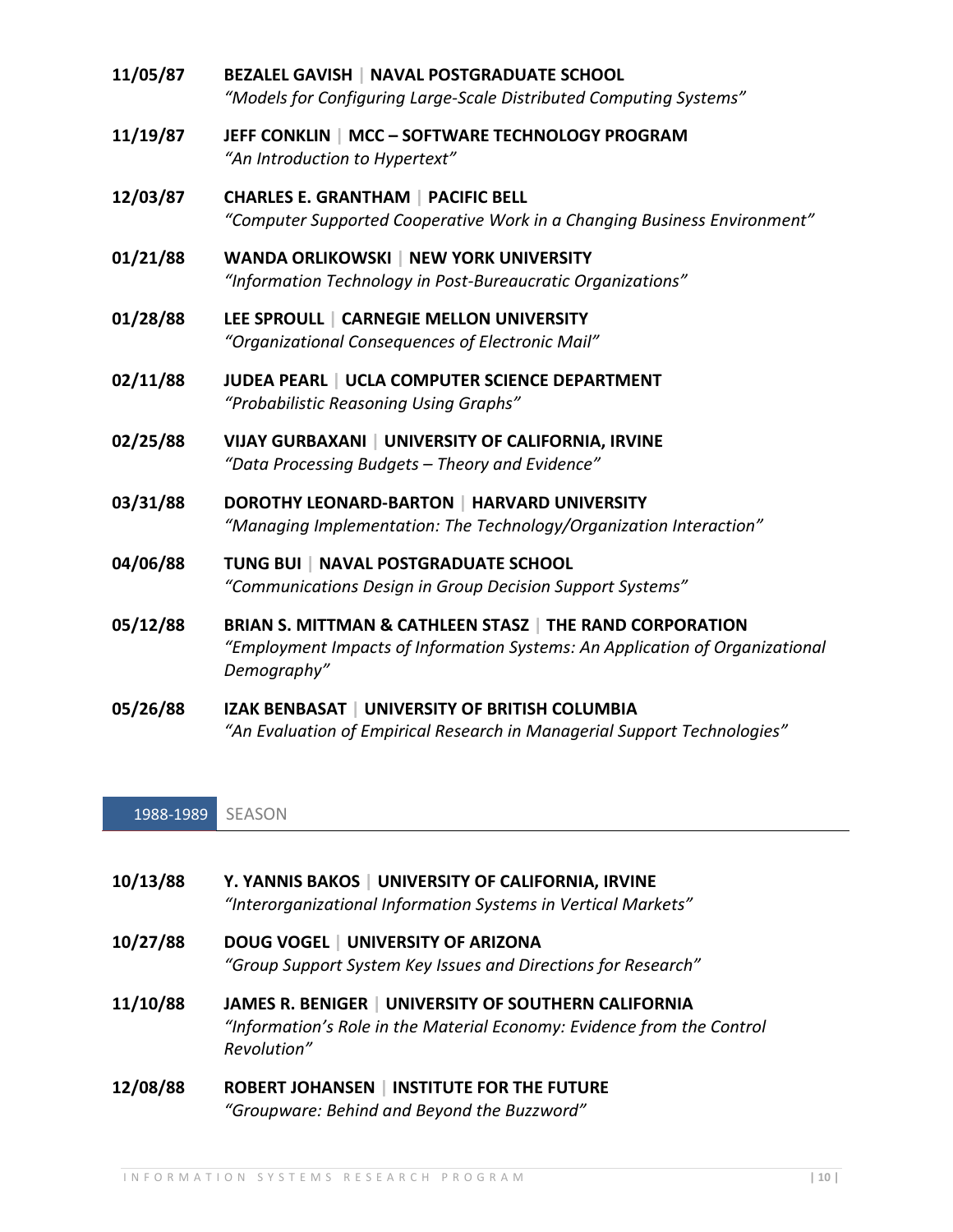**11/05/87** **BEZALEL GAVISH | NAVAL POSTGRADUATE SCHOOL**
*"Models for Configuring Large-Scale Distributed Computing Systems"*

**11/19/87** **JEFF CONKLIN | MCC – SOFTWARE TECHNOLOGY PROGRAM**
*"An Introduction to Hypertext"*

**12/03/87** **CHARLES E. GRANTHAM | PACIFIC BELL**
*"Computer Supported Cooperative Work in a Changing Business Environment"*

**01/21/88** **WANDA ORLIKOWSKI | NEW YORK UNIVERSITY**
*"Information Technology in Post-Bureaucratic Organizations"*

**01/28/88** **LEE SPROULL | CARNEGIE MELLON UNIVERSITY**
*"Organizational Consequences of Electronic Mail"*

**02/11/88** **JUDEA PEARL | UCLA COMPUTER SCIENCE DEPARTMENT**
*"Probabilistic Reasoning Using Graphs"*

**02/25/88** **VIJAY GURBAXANI | UNIVERSITY OF CALIFORNIA, IRVINE**
*"Data Processing Budgets – Theory and Evidence"*

**03/31/88** **DOROTHY LEONARD-BARTON | HARVARD UNIVERSITY**
*"Managing Implementation: The Technology/Organization Interaction"*

**04/06/88** **TUNG BUI | NAVAL POSTGRADUATE SCHOOL**
*"Communications Design in Group Decision Support Systems"*

**05/12/88** **BRIAN S. MITTMAN & CATHLEEN STASZ | THE RAND CORPORATION**
*"Employment Impacts of Information Systems: An Application of Organizational Demography"*

**05/26/88** **IZAK BENBASAT | UNIVERSITY OF BRITISH COLUMBIA**
*"An Evaluation of Empirical Research in Managerial Support Technologies"*

## 1988-1989 SEASON

**10/13/88** **Y. YANNIS BAKOS | UNIVERSITY OF CALIFORNIA, IRVINE**
*"Interorganizational Information Systems in Vertical Markets"*

**10/27/88** **DOUG VOGEL | UNIVERSITY OF ARIZONA**
*"Group Support System Key Issues and Directions for Research"*

**11/10/88** **JAMES R. BENIGER | UNIVERSITY OF SOUTHERN CALIFORNIA**
*"Information's Role in the Material Economy: Evidence from the Control Revolution"*

**12/08/88** **ROBERT JOHANSEN | INSTITUTE FOR THE FUTURE**
*"Groupware: Behind and Beyond the Buzzword"*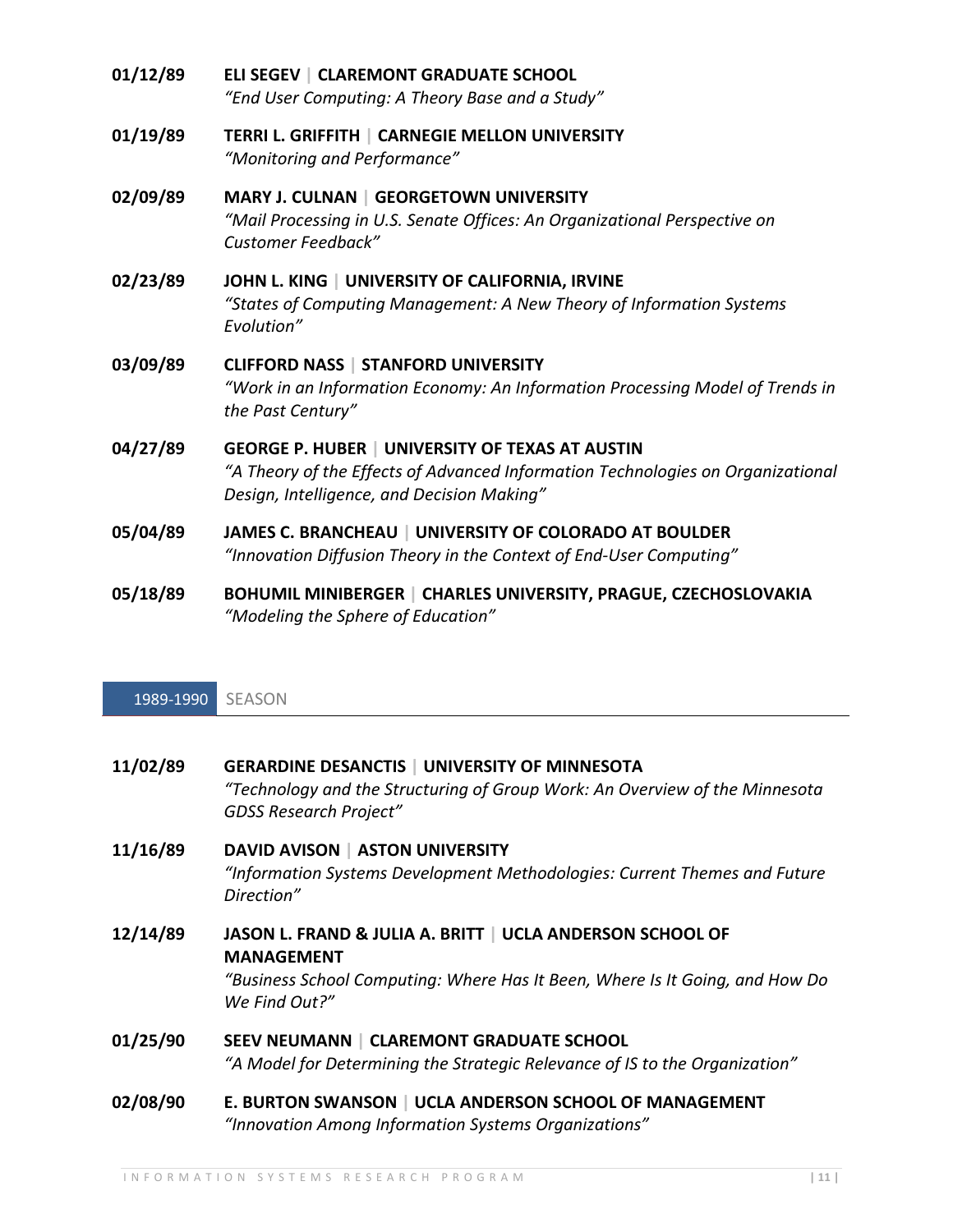**01/12/89** **ELI SEGEV | CLAREMONT GRADUATE SCHOOL**
*"End User Computing: A Theory Base and a Study"*

**01/19/89** **TERRI L. GRIFFITH | CARNEGIE MELLON UNIVERSITY**
*"Monitoring and Performance"*

**02/09/89** **MARY J. CULNAN | GEORGETOWN UNIVERSITY**
*"Mail Processing in U.S. Senate Offices: An Organizational Perspective on Customer Feedback"*

**02/23/89** **JOHN L. KING | UNIVERSITY OF CALIFORNIA, IRVINE**
*"States of Computing Management: A New Theory of Information Systems Evolution"*

**03/09/89** **CLIFFORD NASS | STANFORD UNIVERSITY**
*"Work in an Information Economy: An Information Processing Model of Trends in the Past Century"*

**04/27/89** **GEORGE P. HUBER | UNIVERSITY OF TEXAS AT AUSTIN**
*"A Theory of the Effects of Advanced Information Technologies on Organizational Design, Intelligence, and Decision Making"*

**05/04/89** **JAMES C. BRANCHEAU | UNIVERSITY OF COLORADO AT BOULDER**
*"Innovation Diffusion Theory in the Context of End-User Computing"*

**05/18/89** **BOHUMIL MINIBERGER | CHARLES UNIVERSITY, PRAGUE, CZECHOSLOVAKIA**
*"Modeling the Sphere of Education"*

## 1989-1990 SEASON

**11/02/89** **GERARDINE DESANCTIS | UNIVERSITY OF MINNESOTA**
*"Technology and the Structuring of Group Work: An Overview of the Minnesota GDSS Research Project"*

**11/16/89** **DAVID AVISON | ASTON UNIVERSITY**
*"Information Systems Development Methodologies: Current Themes and Future Direction"*

**12/14/89** **JASON L. FRAND & JULIA A. BRITT | UCLA ANDERSON SCHOOL OF MANAGEMENT**
*"Business School Computing: Where Has It Been, Where Is It Going, and How Do We Find Out?"*

**01/25/90** **SEEV NEUMANN | CLAREMONT GRADUATE SCHOOL**
*"A Model for Determining the Strategic Relevance of IS to the Organization"*

**02/08/90** **E. BURTON SWANSON | UCLA ANDERSON SCHOOL OF MANAGEMENT**
*"Innovation Among Information Systems Organizations"*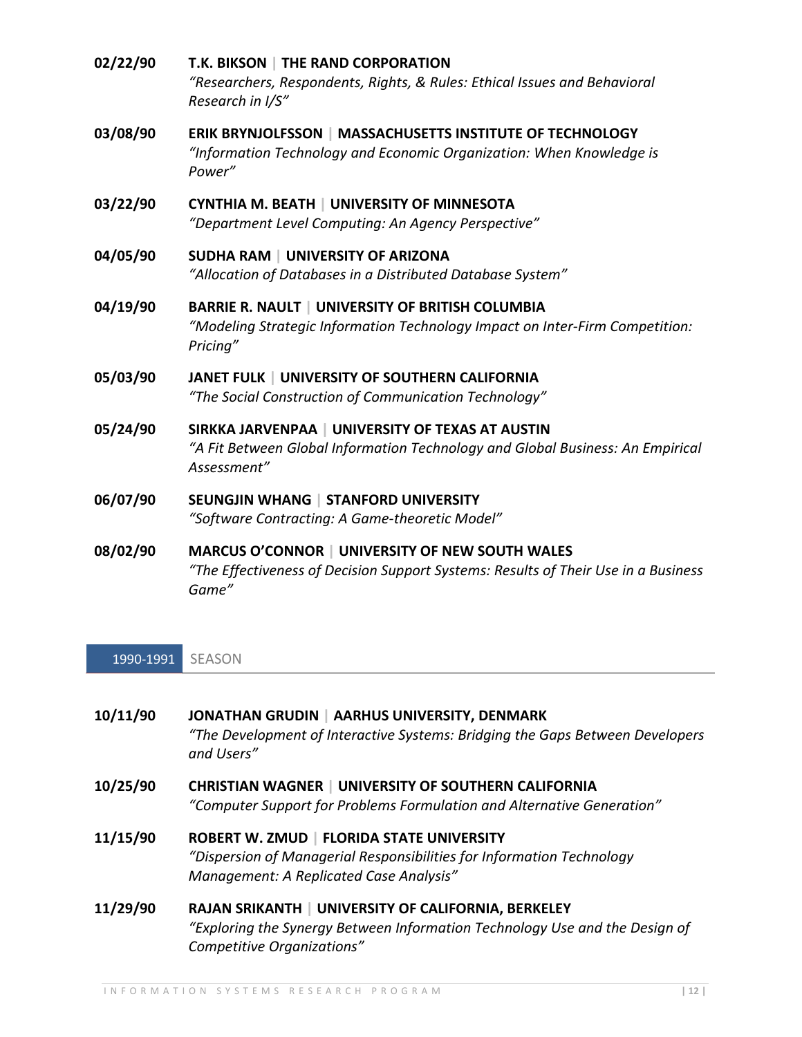**02/22/90** **T.K. BIKSON | THE RAND CORPORATION**
*"Researchers, Respondents, Rights, & Rules: Ethical Issues and Behavioral Research in I/S"*

**03/08/90** **ERIK BRYNJOLFSSON | MASSACHUSETTS INSTITUTE OF TECHNOLOGY**
*"Information Technology and Economic Organization: When Knowledge is Power"*

**03/22/90** **CYNTHIA M. BEATH | UNIVERSITY OF MINNESOTA**
*"Department Level Computing: An Agency Perspective"*

**04/05/90** **SUDHA RAM | UNIVERSITY OF ARIZONA**
*"Allocation of Databases in a Distributed Database System"*

**04/19/90** **BARRIE R. NAULT | UNIVERSITY OF BRITISH COLUMBIA**
*"Modeling Strategic Information Technology Impact on Inter-Firm Competition: Pricing"*

**05/03/90** **JANET FULK | UNIVERSITY OF SOUTHERN CALIFORNIA**
*"The Social Construction of Communication Technology"*

**05/24/90** **SIRKKA JARVENPAA | UNIVERSITY OF TEXAS AT AUSTIN**
*"A Fit Between Global Information Technology and Global Business: An Empirical Assessment"*

**06/07/90** **SEUNGJIN WHANG | STANFORD UNIVERSITY**
*"Software Contracting: A Game-theoretic Model"*

**08/02/90** **MARCUS O'CONNOR | UNIVERSITY OF NEW SOUTH WALES**
*"The Effectiveness of Decision Support Systems: Results of Their Use in a Business Game"*

## 1990-1991 SEASON

**10/11/90** **JONATHAN GRUDIN | AARHUS UNIVERSITY, DENMARK**
*"The Development of Interactive Systems: Bridging the Gaps Between Developers and Users"*

**10/25/90** **CHRISTIAN WAGNER | UNIVERSITY OF SOUTHERN CALIFORNIA**
*"Computer Support for Problems Formulation and Alternative Generation"*

**11/15/90** **ROBERT W. ZMUD | FLORIDA STATE UNIVERSITY**
*"Dispersion of Managerial Responsibilities for Information Technology Management: A Replicated Case Analysis"*

**11/29/90** **RAJAN SRIKANTH | UNIVERSITY OF CALIFORNIA, BERKELEY**
*"Exploring the Synergy Between Information Technology Use and the Design of Competitive Organizations"*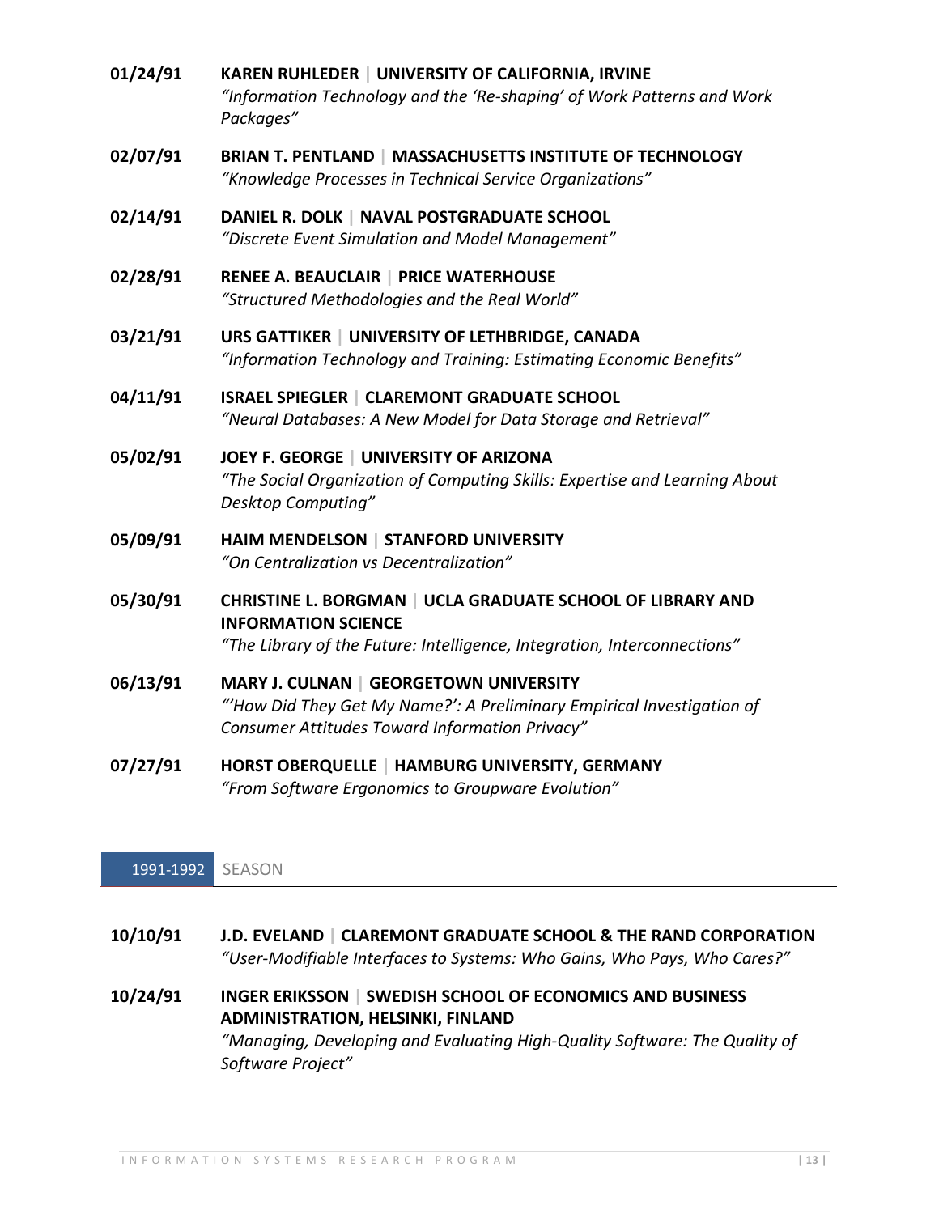**01/24/91** **KAREN RUHLEDER | UNIVERSITY OF CALIFORNIA, IRVINE**
*"Information Technology and the 'Re-shaping' of Work Patterns and Work Packages"*

**02/07/91** **BRIAN T. PENTLAND | MASSACHUSETTS INSTITUTE OF TECHNOLOGY**
*"Knowledge Processes in Technical Service Organizations"*

**02/14/91** **DANIEL R. DOLK | NAVAL POSTGRADUATE SCHOOL**
*"Discrete Event Simulation and Model Management"*

**02/28/91** **RENEE A. BEAUCLAIR | PRICE WATERHOUSE**
*"Structured Methodologies and the Real World"*

**03/21/91** **URS GATTIKER | UNIVERSITY OF LETHBRIDGE, CANADA**
*"Information Technology and Training: Estimating Economic Benefits"*

**04/11/91** **ISRAEL SPIEGLER | CLAREMONT GRADUATE SCHOOL**
*"Neural Databases: A New Model for Data Storage and Retrieval"*

**05/02/91** **JOEY F. GEORGE | UNIVERSITY OF ARIZONA**
*"The Social Organization of Computing Skills: Expertise and Learning About Desktop Computing"*

**05/09/91** **HAIM MENDELSON | STANFORD UNIVERSITY**
*"On Centralization vs Decentralization"*

**05/30/91** **CHRISTINE L. BORGMAN | UCLA GRADUATE SCHOOL OF LIBRARY AND INFORMATION SCIENCE**
*"The Library of the Future: Intelligence, Integration, Interconnections"*

**06/13/91** **MARY J. CULNAN | GEORGETOWN UNIVERSITY**
*"'How Did They Get My Name?': A Preliminary Empirical Investigation of Consumer Attitudes Toward Information Privacy"*

**07/27/91** **HORST OBERQUELLE | HAMBURG UNIVERSITY, GERMANY**
*"From Software Ergonomics to Groupware Evolution"*

## 1991-1992 SEASON

**10/10/91** **J.D. EVELAND | CLAREMONT GRADUATE SCHOOL & THE RAND CORPORATION**
*"User-Modifiable Interfaces to Systems: Who Gains, Who Pays, Who Cares?"*

**10/24/91** **INGER ERIKSSON | SWEDISH SCHOOL OF ECONOMICS AND BUSINESS ADMINISTRATION, HELSINKI, FINLAND**
*"Managing, Developing and Evaluating High-Quality Software: The Quality of Software Project"*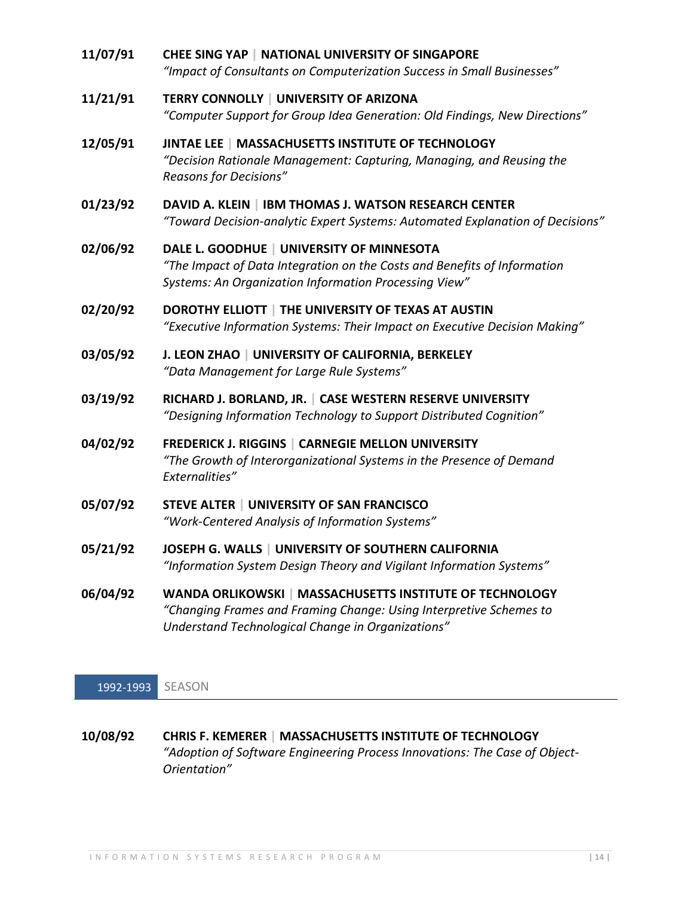**11/07/91** **CHEE SING YAP | NATIONAL UNIVERSITY OF SINGAPORE**
*"Impact of Consultants on Computerization Success in Small Businesses"*

**11/21/91** **TERRY CONNOLLY | UNIVERSITY OF ARIZONA**
*"Computer Support for Group Idea Generation: Old Findings, New Directions"*

**12/05/91** **JINTAE LEE | MASSACHUSETTS INSTITUTE OF TECHNOLOGY**
*"Decision Rationale Management: Capturing, Managing, and Reusing the Reasons for Decisions"*

**01/23/92** **DAVID A. KLEIN | IBM THOMAS J. WATSON RESEARCH CENTER**
*"Toward Decision-analytic Expert Systems: Automated Explanation of Decisions"*

**02/06/92** **DALE L. GOODHUE | UNIVERSITY OF MINNESOTA**
*"The Impact of Data Integration on the Costs and Benefits of Information Systems: An Organization Information Processing View"*

**02/20/92** **DOROTHY ELLIOTT | THE UNIVERSITY OF TEXAS AT AUSTIN**
*"Executive Information Systems: Their Impact on Executive Decision Making"*

**03/05/92** **J. LEON ZHAO | UNIVERSITY OF CALIFORNIA, BERKELEY**
*"Data Management for Large Rule Systems"*

**03/19/92** **RICHARD J. BORLAND, JR. | CASE WESTERN RESERVE UNIVERSITY**
*"Designing Information Technology to Support Distributed Cognition"*

**04/02/92** **FREDERICK J. RIGGINS | CARNEGIE MELLON UNIVERSITY**
*"The Growth of Interorganizational Systems in the Presence of Demand Externalities"*

**05/07/92** **STEVE ALTER | UNIVERSITY OF SAN FRANCISCO**
*"Work-Centered Analysis of Information Systems"*

**05/21/92** **JOSEPH G. WALLS | UNIVERSITY OF SOUTHERN CALIFORNIA**
*"Information System Design Theory and Vigilant Information Systems"*

**06/04/92** **WANDA ORLIKOWSKI | MASSACHUSETTS INSTITUTE OF TECHNOLOGY**
*"Changing Frames and Framing Change: Using Interpretive Schemes to Understand Technological Change in Organizations"*

## 1992-1993 SEASON

**10/08/92** **CHRIS F. KEMERER | MASSACHUSETTS INSTITUTE OF TECHNOLOGY**
*"Adoption of Software Engineering Process Innovations: The Case of Object-Orientation"*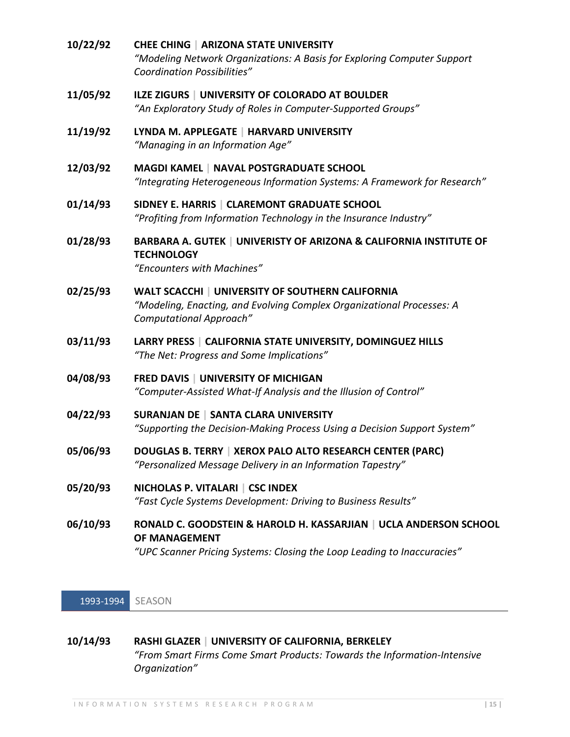**10/22/92** **CHEE CHING | ARIZONA STATE UNIVERSITY**
*"Modeling Network Organizations: A Basis for Exploring Computer Support Coordination Possibilities"*

**11/05/92** **ILZE ZIGURS | UNIVERSITY OF COLORADO AT BOULDER**
*"An Exploratory Study of Roles in Computer-Supported Groups"*

**11/19/92** **LYNDA M. APPLEGATE | HARVARD UNIVERSITY**
*"Managing in an Information Age"*

**12/03/92** **MAGDI KAMEL | NAVAL POSTGRADUATE SCHOOL**
*"Integrating Heterogeneous Information Systems: A Framework for Research"*

**01/14/93** **SIDNEY E. HARRIS | CLAREMONT GRADUATE SCHOOL**
*"Profiting from Information Technology in the Insurance Industry"*

**01/28/93** **BARBARA A. GUTEK | UNIVERISTY OF ARIZONA & CALIFORNIA INSTITUTE OF TECHNOLOGY**
*"Encounters with Machines"*

**02/25/93** **WALT SCACCHI | UNIVERSITY OF SOUTHERN CALIFORNIA**
*"Modeling, Enacting, and Evolving Complex Organizational Processes: A Computational Approach"*

**03/11/93** **LARRY PRESS | CALIFORNIA STATE UNIVERSITY, DOMINGUEZ HILLS**
*"The Net: Progress and Some Implications"*

**04/08/93** **FRED DAVIS | UNIVERSITY OF MICHIGAN**
*"Computer-Assisted What-If Analysis and the Illusion of Control"*

**04/22/93** **SURANJAN DE | SANTA CLARA UNIVERSITY**
*"Supporting the Decision-Making Process Using a Decision Support System"*

**05/06/93** **DOUGLAS B. TERRY | XEROX PALO ALTO RESEARCH CENTER (PARC)**
*"Personalized Message Delivery in an Information Tapestry"*

**05/20/93** **NICHOLAS P. VITALARI | CSC INDEX**
*"Fast Cycle Systems Development: Driving to Business Results"*

**06/10/93** **RONALD C. GOODSTEIN & HAROLD H. KASSARJIAN | UCLA ANDERSON SCHOOL OF MANAGEMENT**
*"UPC Scanner Pricing Systems: Closing the Loop Leading to Inaccuracies"*

## 1993-1994 SEASON

**10/14/93** **RASHI GLAZER | UNIVERSITY OF CALIFORNIA, BERKELEY**
*"From Smart Firms Come Smart Products: Towards the Information-Intensive Organization"*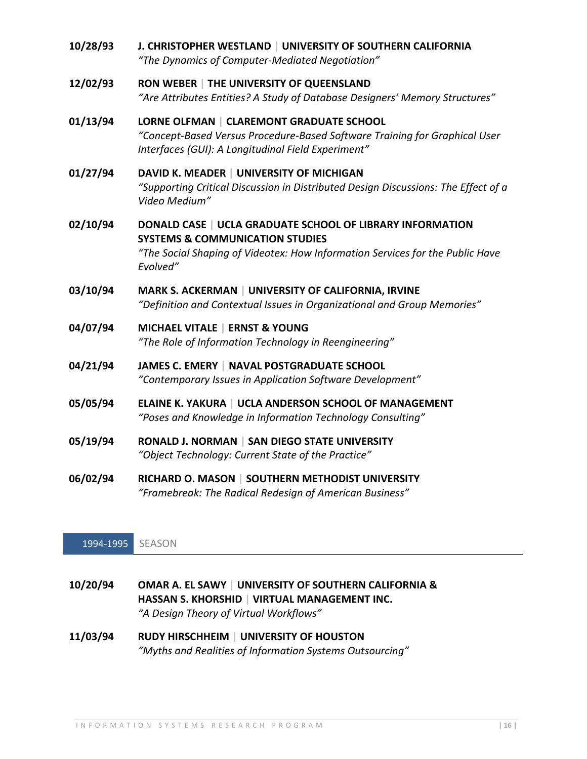**10/28/93** **J. CHRISTOPHER WESTLAND | UNIVERSITY OF SOUTHERN CALIFORNIA**
*"The Dynamics of Computer-Mediated Negotiation"*

**12/02/93** **RON WEBER | THE UNIVERSITY OF QUEENSLAND**
*"Are Attributes Entities? A Study of Database Designers' Memory Structures"*

**01/13/94** **LORNE OLFMAN | CLAREMONT GRADUATE SCHOOL**
*"Concept-Based Versus Procedure-Based Software Training for Graphical User Interfaces (GUI): A Longitudinal Field Experiment"*

**01/27/94** **DAVID K. MEADER | UNIVERSITY OF MICHIGAN**
*"Supporting Critical Discussion in Distributed Design Discussions: The Effect of a Video Medium"*

**02/10/94** **DONALD CASE | UCLA GRADUATE SCHOOL OF LIBRARY INFORMATION SYSTEMS & COMMUNICATION STUDIES**
*"The Social Shaping of Videotex: How Information Services for the Public Have Evolved"*

**03/10/94** **MARK S. ACKERMAN | UNIVERSITY OF CALIFORNIA, IRVINE**
*"Definition and Contextual Issues in Organizational and Group Memories"*

**04/07/94** **MICHAEL VITALE | ERNST & YOUNG**
*"The Role of Information Technology in Reengineering"*

**04/21/94** **JAMES C. EMERY | NAVAL POSTGRADUATE SCHOOL**
*"Contemporary Issues in Application Software Development"*

**05/05/94** **ELAINE K. YAKURA | UCLA ANDERSON SCHOOL OF MANAGEMENT**
*"Poses and Knowledge in Information Technology Consulting"*

**05/19/94** **RONALD J. NORMAN | SAN DIEGO STATE UNIVERSITY**
*"Object Technology: Current State of the Practice"*

**06/02/94** **RICHARD O. MASON | SOUTHERN METHODIST UNIVERSITY**
*"Framebreak: The Radical Redesign of American Business"*

## 1994-1995 SEASON

**10/20/94** **OMAR A. EL SAWY | UNIVERSITY OF SOUTHERN CALIFORNIA & HASSAN S. KHORSHID | VIRTUAL MANAGEMENT INC.**
*"A Design Theory of Virtual Workflows"*

**11/03/94** **RUDY HIRSCHHEIM | UNIVERSITY OF HOUSTON**
*"Myths and Realities of Information Systems Outsourcing"*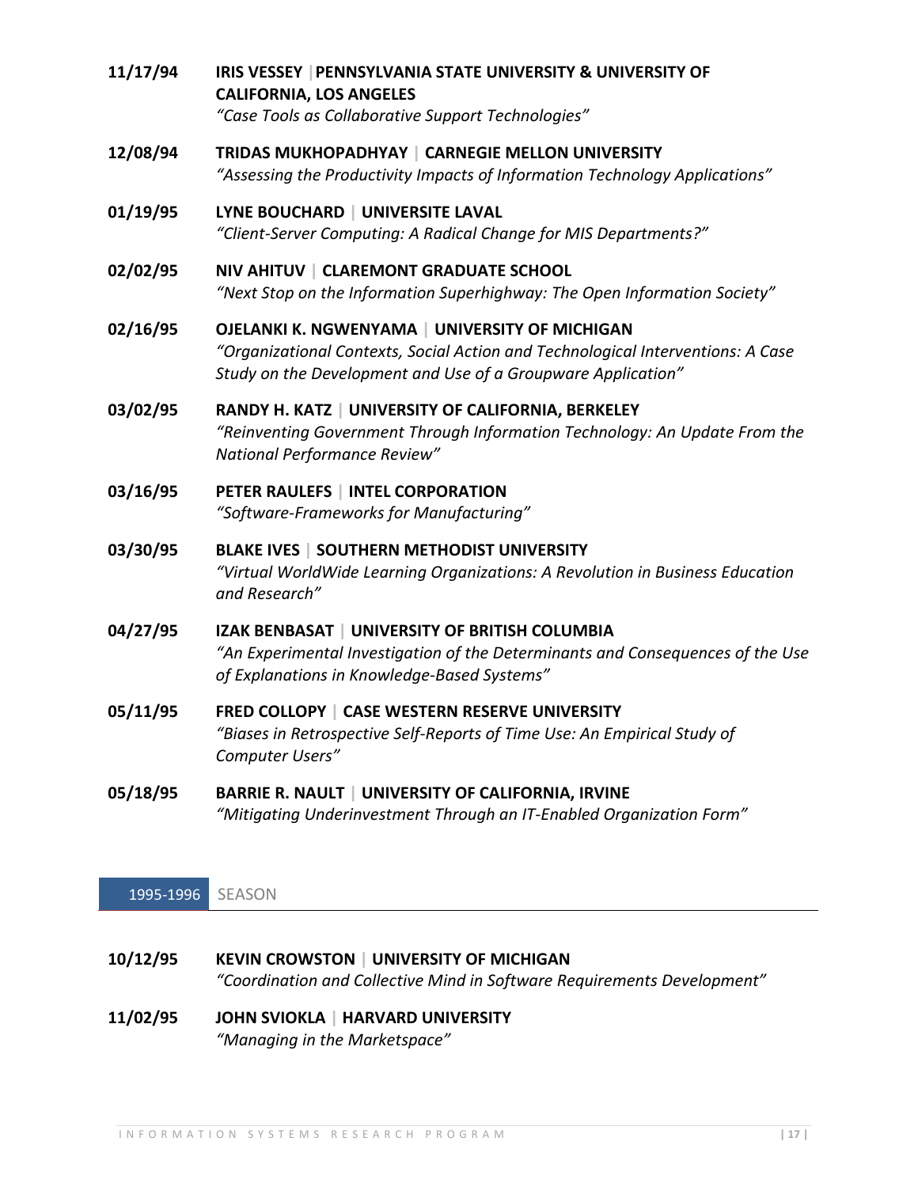**11/17/94** **IRIS VESSEY | PENNSYLVANIA STATE UNIVERSITY & UNIVERSITY OF CALIFORNIA, LOS ANGELES**
*"Case Tools as Collaborative Support Technologies"*

**12/08/94** **TRIDAS MUKHOPADHYAY | CARNEGIE MELLON UNIVERSITY**
*"Assessing the Productivity Impacts of Information Technology Applications"*

**01/19/95** **LYNE BOUCHARD | UNIVERSITE LAVAL**
*"Client-Server Computing: A Radical Change for MIS Departments?"*

**02/02/95** **NIV AHITUV | CLAREMONT GRADUATE SCHOOL**
*"Next Stop on the Information Superhighway: The Open Information Society"*

**02/16/95** **OJELANKI K. NGWENYAMA | UNIVERSITY OF MICHIGAN**
*"Organizational Contexts, Social Action and Technological Interventions: A Case Study on the Development and Use of a Groupware Application"*

**03/02/95** **RANDY H. KATZ | UNIVERSITY OF CALIFORNIA, BERKELEY**
*"Reinventing Government Through Information Technology: An Update From the National Performance Review"*

**03/16/95** **PETER RAULEFS | INTEL CORPORATION**
*"Software-Frameworks for Manufacturing"*

**03/30/95** **BLAKE IVES | SOUTHERN METHODIST UNIVERSITY**
*"Virtual WorldWide Learning Organizations: A Revolution in Business Education and Research"*

**04/27/95** **IZAK BENBASAT | UNIVERSITY OF BRITISH COLUMBIA**
*"An Experimental Investigation of the Determinants and Consequences of the Use of Explanations in Knowledge-Based Systems"*

**05/11/95** **FRED COLLOPY | CASE WESTERN RESERVE UNIVERSITY**
*"Biases in Retrospective Self-Reports of Time Use: An Empirical Study of Computer Users"*

**05/18/95** **BARRIE R. NAULT | UNIVERSITY OF CALIFORNIA, IRVINE**
*"Mitigating Underinvestment Through an IT-Enabled Organization Form"*

## 1995-1996 SEASON

**10/12/95** **KEVIN CROWSTON | UNIVERSITY OF MICHIGAN**
*"Coordination and Collective Mind in Software Requirements Development"*

**11/02/95** **JOHN SVIOKLA | HARVARD UNIVERSITY**
*"Managing in the Marketspace"*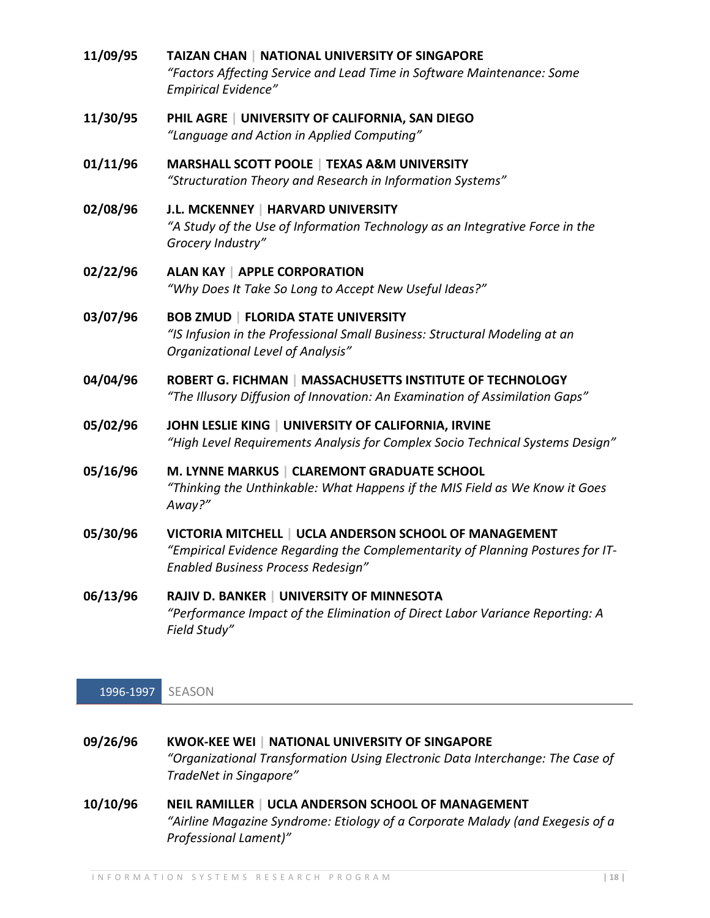**11/09/95** **TAIZAN CHAN | NATIONAL UNIVERSITY OF SINGAPORE**
*"Factors Affecting Service and Lead Time in Software Maintenance: Some Empirical Evidence"*

**11/30/95** **PHIL AGRE | UNIVERSITY OF CALIFORNIA, SAN DIEGO**
*"Language and Action in Applied Computing"*

**01/11/96** **MARSHALL SCOTT POOLE | TEXAS A&M UNIVERSITY**
*"Structuration Theory and Research in Information Systems"*

**02/08/96** **J.L. MCKENNEY | HARVARD UNIVERSITY**
*"A Study of the Use of Information Technology as an Integrative Force in the Grocery Industry"*

**02/22/96** **ALAN KAY | APPLE CORPORATION**
*"Why Does It Take So Long to Accept New Useful Ideas?"*

**03/07/96** **BOB ZMUD | FLORIDA STATE UNIVERSITY**
*"IS Infusion in the Professional Small Business: Structural Modeling at an Organizational Level of Analysis"*

**04/04/96** **ROBERT G. FICHMAN | MASSACHUSETTS INSTITUTE OF TECHNOLOGY**
*"The Illusory Diffusion of Innovation: An Examination of Assimilation Gaps"*

**05/02/96** **JOHN LESLIE KING | UNIVERSITY OF CALIFORNIA, IRVINE**
*"High Level Requirements Analysis for Complex Socio Technical Systems Design"*

**05/16/96** **M. LYNNE MARKUS | CLAREMONT GRADUATE SCHOOL**
*"Thinking the Unthinkable: What Happens if the MIS Field as We Know it Goes Away?"*

**05/30/96** **VICTORIA MITCHELL | UCLA ANDERSON SCHOOL OF MANAGEMENT**
*"Empirical Evidence Regarding the Complementarity of Planning Postures for IT-Enabled Business Process Redesign"*

**06/13/96** **RAJIV D. BANKER | UNIVERSITY OF MINNESOTA**
*"Performance Impact of the Elimination of Direct Labor Variance Reporting: A Field Study"*

## 1996-1997 SEASON

**09/26/96** **KWOK-KEE WEI | NATIONAL UNIVERSITY OF SINGAPORE**
*"Organizational Transformation Using Electronic Data Interchange: The Case of TradeNet in Singapore"*

**10/10/96** **NEIL RAMILLER | UCLA ANDERSON SCHOOL OF MANAGEMENT**
*"Airline Magazine Syndrome: Etiology of a Corporate Malady (and Exegesis of a Professional Lament)"*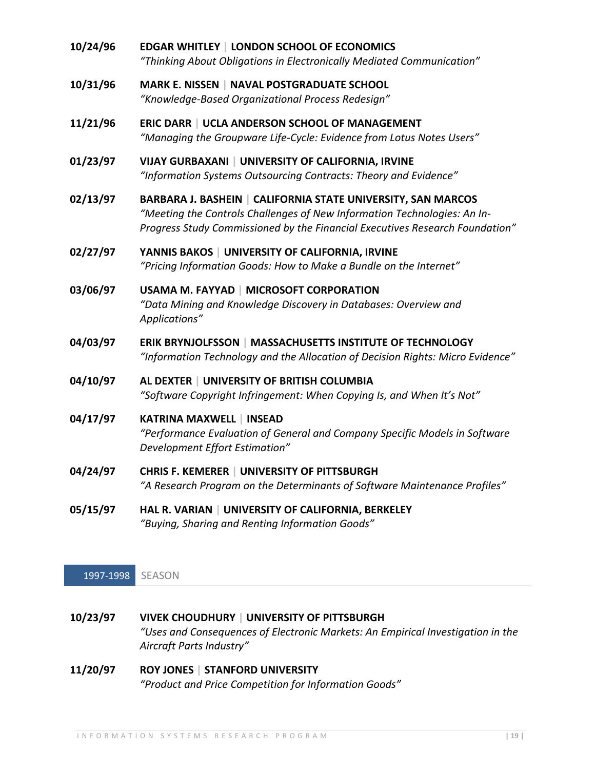**10/24/96** **EDGAR WHITLEY | LONDON SCHOOL OF ECONOMICS**
*"Thinking About Obligations in Electronically Mediated Communication"*

**10/31/96** **MARK E. NISSEN | NAVAL POSTGRADUATE SCHOOL**
*"Knowledge-Based Organizational Process Redesign"*

**11/21/96** **ERIC DARR | UCLA ANDERSON SCHOOL OF MANAGEMENT**
*"Managing the Groupware Life-Cycle: Evidence from Lotus Notes Users"*

**01/23/97** **VIJAY GURBAXANI | UNIVERSITY OF CALIFORNIA, IRVINE**
*"Information Systems Outsourcing Contracts: Theory and Evidence"*

**02/13/97** **BARBARA J. BASHEIN | CALIFORNIA STATE UNIVERSITY, SAN MARCOS**
*"Meeting the Controls Challenges of New Information Technologies: An In-Progress Study Commissioned by the Financial Executives Research Foundation"*

**02/27/97** **YANNIS BAKOS | UNIVERSITY OF CALIFORNIA, IRVINE**
*"Pricing Information Goods: How to Make a Bundle on the Internet"*

**03/06/97** **USAMA M. FAYYAD | MICROSOFT CORPORATION**
*"Data Mining and Knowledge Discovery in Databases: Overview and Applications"*

**04/03/97** **ERIK BRYNJOLFSSON | MASSACHUSETTS INSTITUTE OF TECHNOLOGY**
*"Information Technology and the Allocation of Decision Rights: Micro Evidence"*

**04/10/97** **AL DEXTER | UNIVERSITY OF BRITISH COLUMBIA**
*"Software Copyright Infringement: When Copying Is, and When It's Not"*

**04/17/97** **KATRINA MAXWELL | INSEAD**
*"Performance Evaluation of General and Company Specific Models in Software Development Effort Estimation"*

**04/24/97** **CHRIS F. KEMERER | UNIVERSITY OF PITTSBURGH**
*"A Research Program on the Determinants of Software Maintenance Profiles"*

**05/15/97** **HAL R. VARIAN | UNIVERSITY OF CALIFORNIA, BERKELEY**
*"Buying, Sharing and Renting Information Goods"*

## 1997-1998 SEASON

**10/23/97** **VIVEK CHOUDHURY | UNIVERSITY OF PITTSBURGH**
*"Uses and Consequences of Electronic Markets: An Empirical Investigation in the Aircraft Parts Industry"*

**11/20/97** **ROY JONES | STANFORD UNIVERSITY**
*"Product and Price Competition for Information Goods"*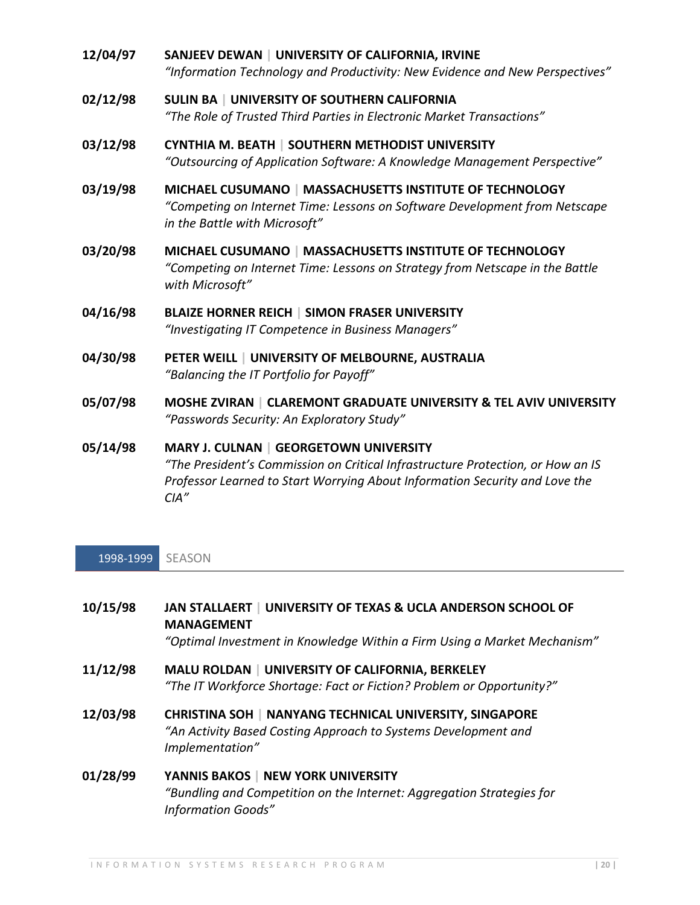**12/04/97** **SANJEEV DEWAN | UNIVERSITY OF CALIFORNIA, IRVINE**
*"Information Technology and Productivity: New Evidence and New Perspectives"*

**02/12/98** **SULIN BA | UNIVERSITY OF SOUTHERN CALIFORNIA**
*"The Role of Trusted Third Parties in Electronic Market Transactions"*

**03/12/98** **CYNTHIA M. BEATH | SOUTHERN METHODIST UNIVERSITY**
*"Outsourcing of Application Software: A Knowledge Management Perspective"*

**03/19/98** **MICHAEL CUSUMANO | MASSACHUSETTS INSTITUTE OF TECHNOLOGY**
*"Competing on Internet Time: Lessons on Software Development from Netscape in the Battle with Microsoft"*

**03/20/98** **MICHAEL CUSUMANO | MASSACHUSETTS INSTITUTE OF TECHNOLOGY**
*"Competing on Internet Time: Lessons on Strategy from Netscape in the Battle with Microsoft"*

**04/16/98** **BLAIZE HORNER REICH | SIMON FRASER UNIVERSITY**
*"Investigating IT Competence in Business Managers"*

**04/30/98** **PETER WEILL | UNIVERSITY OF MELBOURNE, AUSTRALIA**
*"Balancing the IT Portfolio for Payoff"*

**05/07/98** **MOSHE ZVIRAN | CLAREMONT GRADUATE UNIVERSITY & TEL AVIV UNIVERSITY**
*"Passwords Security: An Exploratory Study"*

**05/14/98** **MARY J. CULNAN | GEORGETOWN UNIVERSITY**
*"The President's Commission on Critical Infrastructure Protection, or How an IS Professor Learned to Start Worrying About Information Security and Love the CIA"*

## 1998-1999 SEASON

**10/15/98** **JAN STALLAERT | UNIVERSITY OF TEXAS & UCLA ANDERSON SCHOOL OF MANAGEMENT**
*"Optimal Investment in Knowledge Within a Firm Using a Market Mechanism"*

**11/12/98** **MALU ROLDAN | UNIVERSITY OF CALIFORNIA, BERKELEY**
*"The IT Workforce Shortage: Fact or Fiction? Problem or Opportunity?"*

**12/03/98** **CHRISTINA SOH | NANYANG TECHNICAL UNIVERSITY, SINGAPORE**
*"An Activity Based Costing Approach to Systems Development and Implementation"*

**01/28/99** **YANNIS BAKOS | NEW YORK UNIVERSITY**
*"Bundling and Competition on the Internet: Aggregation Strategies for Information Goods"*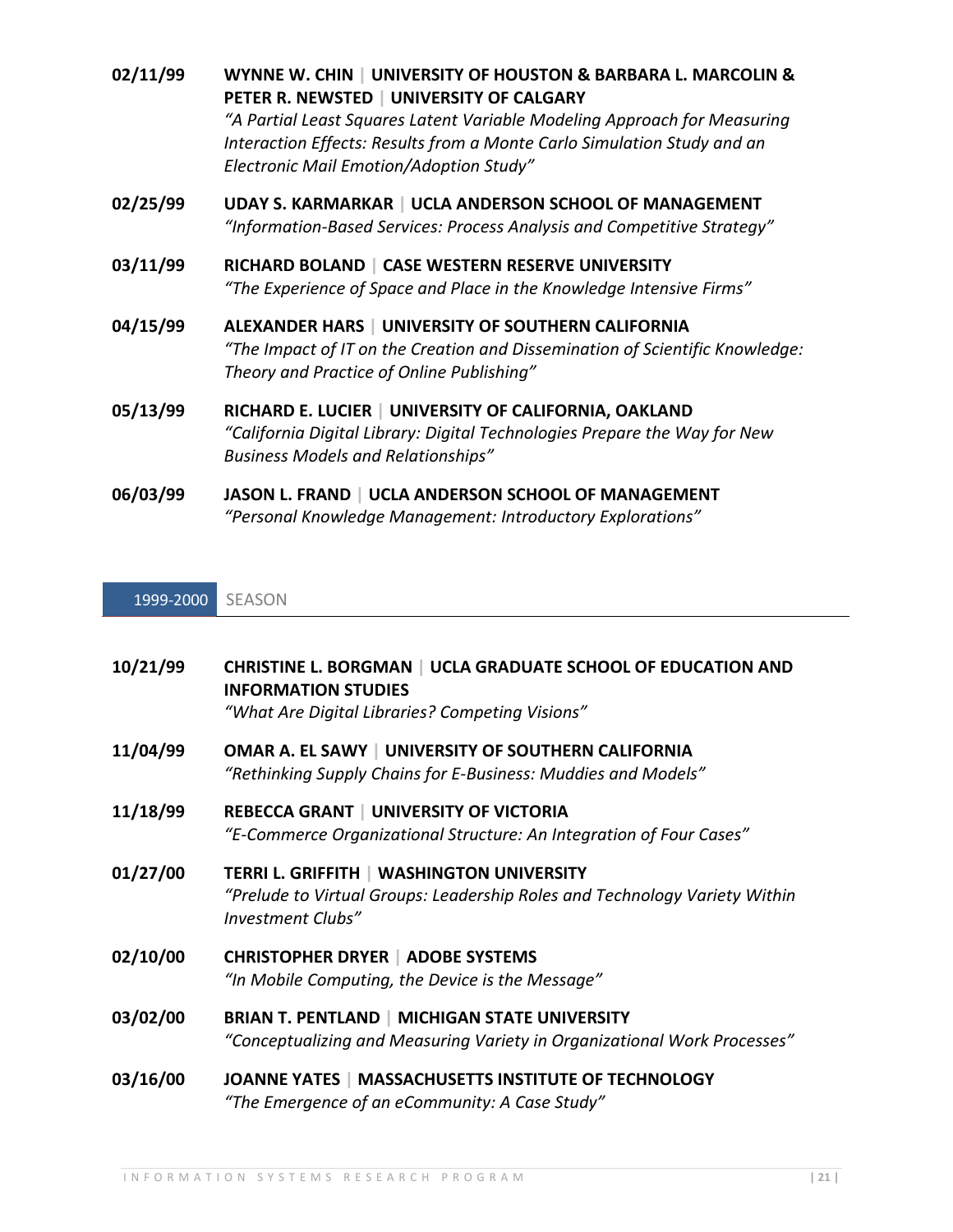**02/11/99** **WYNNE W. CHIN | UNIVERSITY OF HOUSTON & BARBARA L. MARCOLIN & PETER R. NEWSTED | UNIVERSITY OF CALGARY**
*"A Partial Least Squares Latent Variable Modeling Approach for Measuring Interaction Effects: Results from a Monte Carlo Simulation Study and an Electronic Mail Emotion/Adoption Study"*

**02/25/99** **UDAY S. KARMARKAR | UCLA ANDERSON SCHOOL OF MANAGEMENT**
*"Information-Based Services: Process Analysis and Competitive Strategy"*

**03/11/99** **RICHARD BOLAND | CASE WESTERN RESERVE UNIVERSITY**
*"The Experience of Space and Place in the Knowledge Intensive Firms"*

**04/15/99** **ALEXANDER HARS | UNIVERSITY OF SOUTHERN CALIFORNIA**
*"The Impact of IT on the Creation and Dissemination of Scientific Knowledge: Theory and Practice of Online Publishing"*

**05/13/99** **RICHARD E. LUCIER | UNIVERSITY OF CALIFORNIA, OAKLAND**
*"California Digital Library: Digital Technologies Prepare the Way for New Business Models and Relationships"*

**06/03/99** **JASON L. FRAND | UCLA ANDERSON SCHOOL OF MANAGEMENT**
*"Personal Knowledge Management: Introductory Explorations"*

## 1999-2000 SEASON

**10/21/99** **CHRISTINE L. BORGMAN | UCLA GRADUATE SCHOOL OF EDUCATION AND INFORMATION STUDIES**
*"What Are Digital Libraries? Competing Visions"*

**11/04/99** **OMAR A. EL SAWY | UNIVERSITY OF SOUTHERN CALIFORNIA**
*"Rethinking Supply Chains for E-Business: Muddies and Models"*

**11/18/99** **REBECCA GRANT | UNIVERSITY OF VICTORIA**
*"E-Commerce Organizational Structure: An Integration of Four Cases"*

**01/27/00** **TERRI L. GRIFFITH | WASHINGTON UNIVERSITY**
*"Prelude to Virtual Groups: Leadership Roles and Technology Variety Within Investment Clubs"*

**02/10/00** **CHRISTOPHER DRYER | ADOBE SYSTEMS**
*"In Mobile Computing, the Device is the Message"*

**03/02/00** **BRIAN T. PENTLAND | MICHIGAN STATE UNIVERSITY**
*"Conceptualizing and Measuring Variety in Organizational Work Processes"*

**03/16/00** **JOANNE YATES | MASSACHUSETTS INSTITUTE OF TECHNOLOGY**
*"The Emergence of an eCommunity: A Case Study"*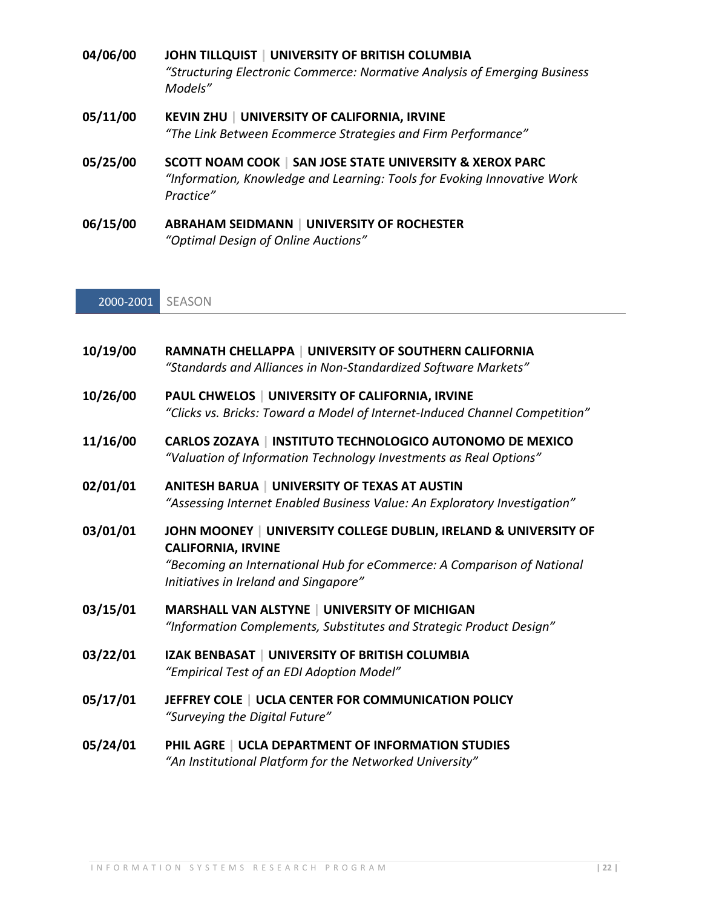**04/06/00** **JOHN TILLQUIST | UNIVERSITY OF BRITISH COLUMBIA**
*"Structuring Electronic Commerce: Normative Analysis of Emerging Business Models"*

**05/11/00** **KEVIN ZHU | UNIVERSITY OF CALIFORNIA, IRVINE**
*"The Link Between Ecommerce Strategies and Firm Performance"*

**05/25/00** **SCOTT NOAM COOK | SAN JOSE STATE UNIVERSITY & XEROX PARC**
*"Information, Knowledge and Learning: Tools for Evoking Innovative Work Practice"*

**06/15/00** **ABRAHAM SEIDMANN | UNIVERSITY OF ROCHESTER**
*"Optimal Design of Online Auctions"*

## 2000-2001 SEASON

**10/19/00** **RAMNATH CHELLAPPA | UNIVERSITY OF SOUTHERN CALIFORNIA**
*"Standards and Alliances in Non-Standardized Software Markets"*

**10/26/00** **PAUL CHWELOS | UNIVERSITY OF CALIFORNIA, IRVINE**
*"Clicks vs. Bricks: Toward a Model of Internet-Induced Channel Competition"*

**11/16/00** **CARLOS ZOZAYA | INSTITUTO TECHNOLOGICO AUTONOMO DE MEXICO**
*"Valuation of Information Technology Investments as Real Options"*

**02/01/01** **ANITESH BARUA | UNIVERSITY OF TEXAS AT AUSTIN**
*"Assessing Internet Enabled Business Value: An Exploratory Investigation"*

**03/01/01** **JOHN MOONEY | UNIVERSITY COLLEGE DUBLIN, IRELAND & UNIVERSITY OF CALIFORNIA, IRVINE**
*"Becoming an International Hub for eCommerce: A Comparison of National Initiatives in Ireland and Singapore"*

**03/15/01** **MARSHALL VAN ALSTYNE | UNIVERSITY OF MICHIGAN**
*"Information Complements, Substitutes and Strategic Product Design"*

**03/22/01** **IZAK BENBASAT | UNIVERSITY OF BRITISH COLUMBIA**
*"Empirical Test of an EDI Adoption Model"*

**05/17/01** **JEFFREY COLE | UCLA CENTER FOR COMMUNICATION POLICY**
*"Surveying the Digital Future"*

**05/24/01** **PHIL AGRE | UCLA DEPARTMENT OF INFORMATION STUDIES**
*"An Institutional Platform for the Networked University"*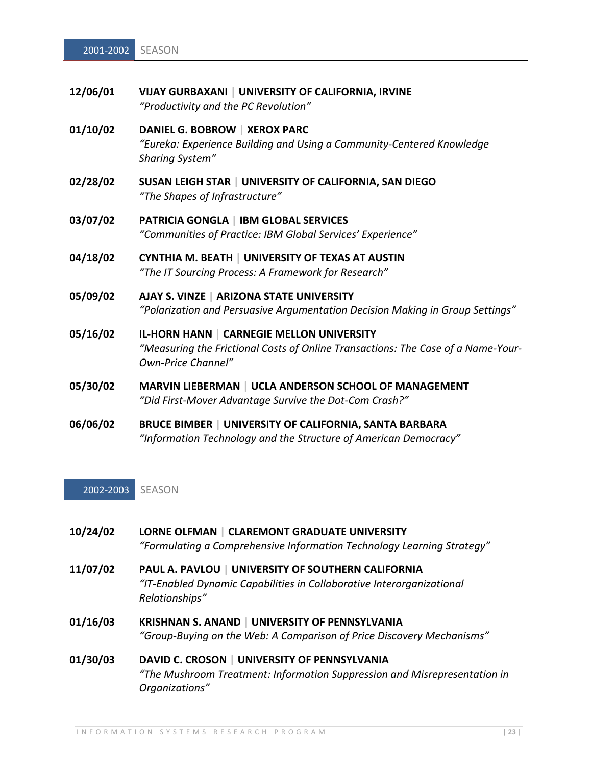## 2001-2002 SEASON

**12/06/01** **VIJAY GURBAXANI | UNIVERSITY OF CALIFORNIA, IRVINE**
*"Productivity and the PC Revolution"*

**01/10/02** **DANIEL G. BOBROW | XEROX PARC**
*"Eureka: Experience Building and Using a Community-Centered Knowledge Sharing System"*

**02/28/02** **SUSAN LEIGH STAR | UNIVERSITY OF CALIFORNIA, SAN DIEGO**
*"The Shapes of Infrastructure"*

**03/07/02** **PATRICIA GONGLA | IBM GLOBAL SERVICES**
*"Communities of Practice: IBM Global Services' Experience"*

**04/18/02** **CYNTHIA M. BEATH | UNIVERSITY OF TEXAS AT AUSTIN**
*"The IT Sourcing Process: A Framework for Research"*

**05/09/02** **AJAY S. VINZE | ARIZONA STATE UNIVERSITY**
*"Polarization and Persuasive Argumentation Decision Making in Group Settings"*

**05/16/02** **IL-HORN HANN | CARNEGIE MELLON UNIVERSITY**
*"Measuring the Frictional Costs of Online Transactions: The Case of a Name-Your-Own-Price Channel"*

**05/30/02** **MARVIN LIEBERMAN | UCLA ANDERSON SCHOOL OF MANAGEMENT**
*"Did First-Mover Advantage Survive the Dot-Com Crash?"*

**06/06/02** **BRUCE BIMBER | UNIVERSITY OF CALIFORNIA, SANTA BARBARA**
*"Information Technology and the Structure of American Democracy"*

## 2002-2003 SEASON

**10/24/02** **LORNE OLFMAN | CLAREMONT GRADUATE UNIVERSITY**
*"Formulating a Comprehensive Information Technology Learning Strategy"*

**11/07/02** **PAUL A. PAVLOU | UNIVERSITY OF SOUTHERN CALIFORNIA**
*"IT-Enabled Dynamic Capabilities in Collaborative Interorganizational Relationships"*

**01/16/03** **KRISHNAN S. ANAND | UNIVERSITY OF PENNSYLVANIA**
*"Group-Buying on the Web: A Comparison of Price Discovery Mechanisms"*

**01/30/03** **DAVID C. CROSON | UNIVERSITY OF PENNSYLVANIA**
*"The Mushroom Treatment: Information Suppression and Misrepresentation in Organizations"*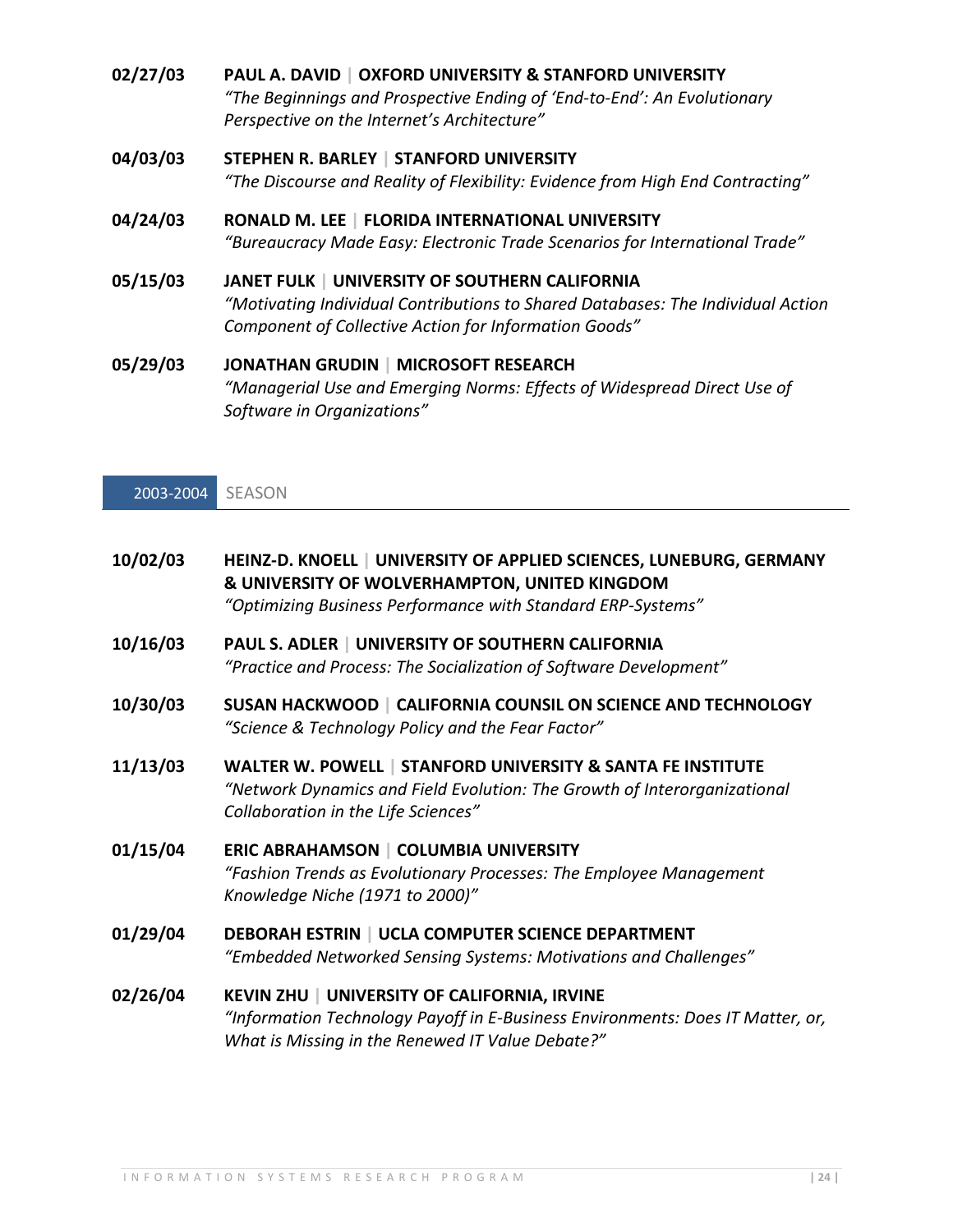**02/27/03** **PAUL A. DAVID | OXFORD UNIVERSITY & STANFORD UNIVERSITY**
*"The Beginnings and Prospective Ending of 'End-to-End': An Evolutionary Perspective on the Internet's Architecture"*

**04/03/03** **STEPHEN R. BARLEY | STANFORD UNIVERSITY**
*"The Discourse and Reality of Flexibility: Evidence from High End Contracting"*

**04/24/03** **RONALD M. LEE | FLORIDA INTERNATIONAL UNIVERSITY**
*"Bureaucracy Made Easy: Electronic Trade Scenarios for International Trade"*

**05/15/03** **JANET FULK | UNIVERSITY OF SOUTHERN CALIFORNIA**
*"Motivating Individual Contributions to Shared Databases: The Individual Action Component of Collective Action for Information Goods"*

**05/29/03** **JONATHAN GRUDIN | MICROSOFT RESEARCH**
*"Managerial Use and Emerging Norms: Effects of Widespread Direct Use of Software in Organizations"*

## 2003-2004 SEASON

**10/02/03** **HEINZ-D. KNOELL | UNIVERSITY OF APPLIED SCIENCES, LUNEBURG, GERMANY & UNIVERSITY OF WOLVERHAMPTON, UNITED KINGDOM**
*"Optimizing Business Performance with Standard ERP-Systems"*

**10/16/03** **PAUL S. ADLER | UNIVERSITY OF SOUTHERN CALIFORNIA**
*"Practice and Process: The Socialization of Software Development"*

**10/30/03** **SUSAN HACKWOOD | CALIFORNIA COUNSIL ON SCIENCE AND TECHNOLOGY**
*"Science & Technology Policy and the Fear Factor"*

**11/13/03** **WALTER W. POWELL | STANFORD UNIVERSITY & SANTA FE INSTITUTE**
*"Network Dynamics and Field Evolution: The Growth of Interorganizational Collaboration in the Life Sciences"*

**01/15/04** **ERIC ABRAHAMSON | COLUMBIA UNIVERSITY**
*"Fashion Trends as Evolutionary Processes: The Employee Management Knowledge Niche (1971 to 2000)"*

**01/29/04** **DEBORAH ESTRIN | UCLA COMPUTER SCIENCE DEPARTMENT**
*"Embedded Networked Sensing Systems: Motivations and Challenges"*

**02/26/04** **KEVIN ZHU | UNIVERSITY OF CALIFORNIA, IRVINE**
*"Information Technology Payoff in E-Business Environments: Does IT Matter, or, What is Missing in the Renewed IT Value Debate?"*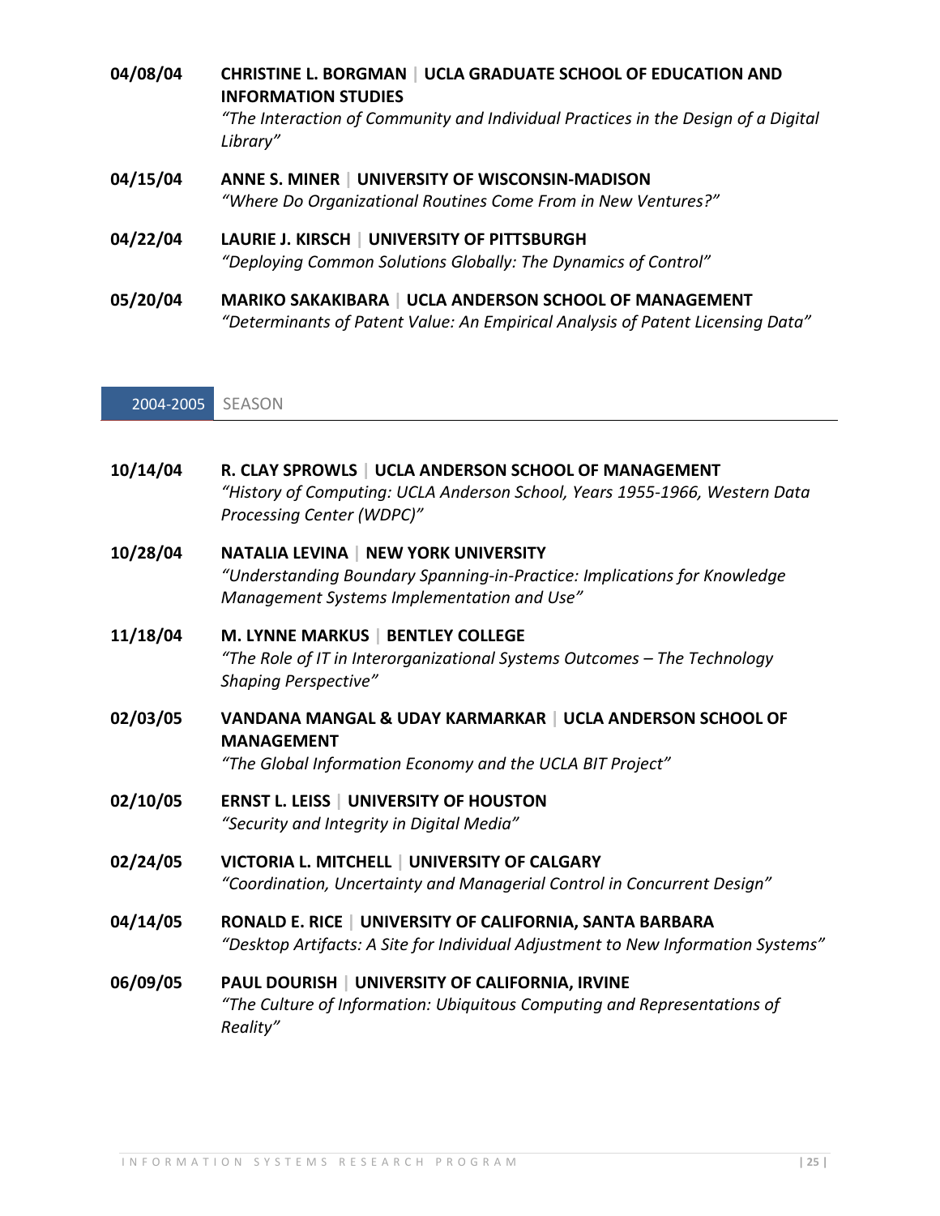**04/08/04** **CHRISTINE L. BORGMAN | UCLA GRADUATE SCHOOL OF EDUCATION AND INFORMATION STUDIES**
*"The Interaction of Community and Individual Practices in the Design of a Digital Library"*

**04/15/04** **ANNE S. MINER | UNIVERSITY OF WISCONSIN-MADISON**
*"Where Do Organizational Routines Come From in New Ventures?"*

**04/22/04** **LAURIE J. KIRSCH | UNIVERSITY OF PITTSBURGH**
*"Deploying Common Solutions Globally: The Dynamics of Control"*

**05/20/04** **MARIKO SAKAKIBARA | UCLA ANDERSON SCHOOL OF MANAGEMENT**
*"Determinants of Patent Value: An Empirical Analysis of Patent Licensing Data"*

## 2004-2005 SEASON

**10/14/04** **R. CLAY SPROWLS | UCLA ANDERSON SCHOOL OF MANAGEMENT**
*"History of Computing: UCLA Anderson School, Years 1955-1966, Western Data Processing Center (WDPC)"*

**10/28/04** **NATALIA LEVINA | NEW YORK UNIVERSITY**
*"Understanding Boundary Spanning-in-Practice: Implications for Knowledge Management Systems Implementation and Use"*

**11/18/04** **M. LYNNE MARKUS | BENTLEY COLLEGE**
*"The Role of IT in Interorganizational Systems Outcomes – The Technology Shaping Perspective"*

**02/03/05** **VANDANA MANGAL & UDAY KARMARKAR | UCLA ANDERSON SCHOOL OF MANAGEMENT**
*"The Global Information Economy and the UCLA BIT Project"*

**02/10/05** **ERNST L. LEISS | UNIVERSITY OF HOUSTON**
*"Security and Integrity in Digital Media"*

**02/24/05** **VICTORIA L. MITCHELL | UNIVERSITY OF CALGARY**
*"Coordination, Uncertainty and Managerial Control in Concurrent Design"*

**04/14/05** **RONALD E. RICE | UNIVERSITY OF CALIFORNIA, SANTA BARBARA**
*"Desktop Artifacts: A Site for Individual Adjustment to New Information Systems"*

**06/09/05** **PAUL DOURISH | UNIVERSITY OF CALIFORNIA, IRVINE**
*"The Culture of Information: Ubiquitous Computing and Representations of Reality"*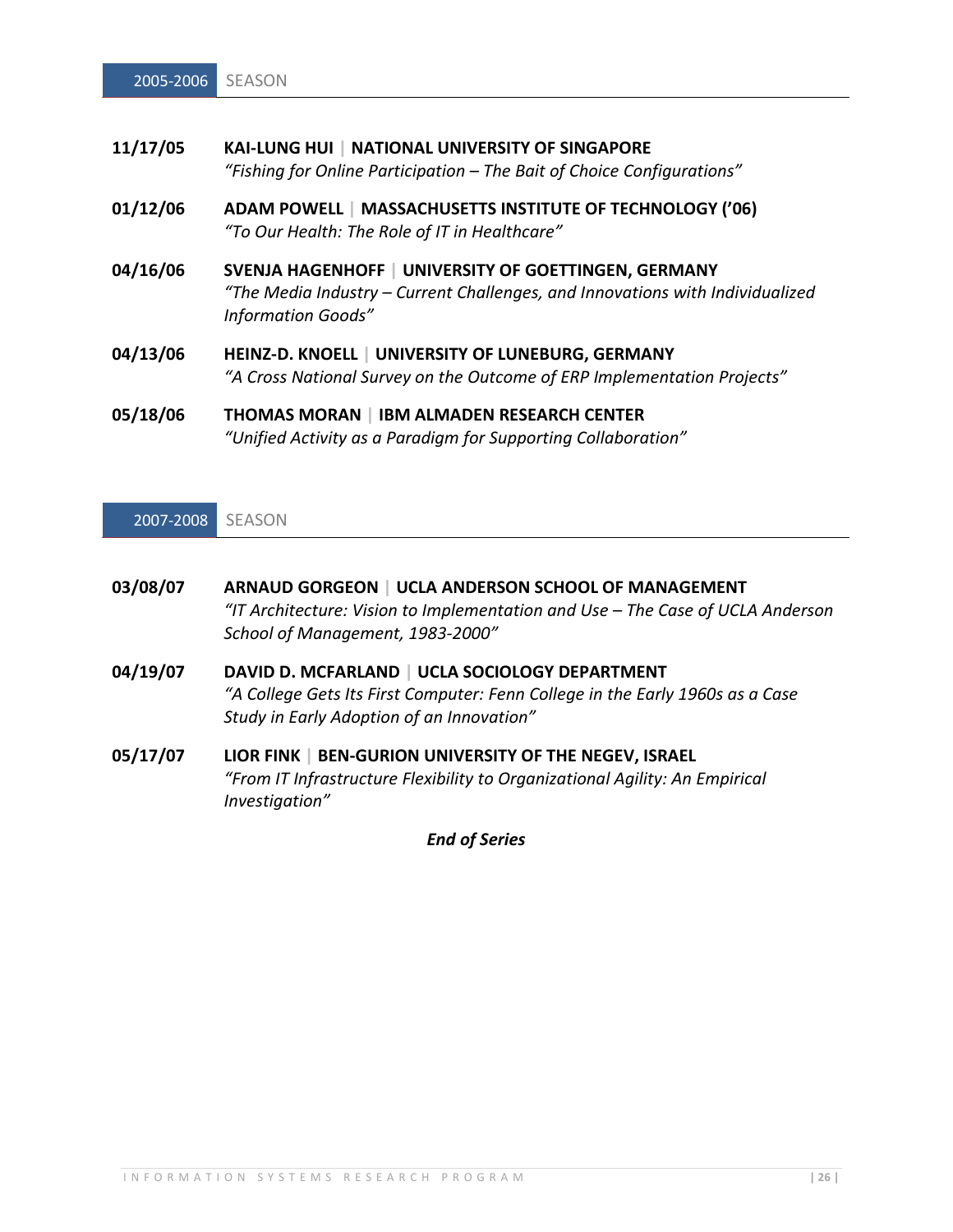## 2005-2006 SEASON

**11/17/05** **KAI-LUNG HUI | NATIONAL UNIVERSITY OF SINGAPORE**
*"Fishing for Online Participation – The Bait of Choice Configurations"*

**01/12/06** **ADAM POWELL | MASSACHUSETTS INSTITUTE OF TECHNOLOGY ('06)**
*"To Our Health: The Role of IT in Healthcare"*

**04/16/06** **SVENJA HAGENHOFF | UNIVERSITY OF GOETTINGEN, GERMANY**
*"The Media Industry – Current Challenges, and Innovations with Individualized Information Goods"*

**04/13/06** **HEINZ-D. KNOELL | UNIVERSITY OF LUNEBURG, GERMANY**
*"A Cross National Survey on the Outcome of ERP Implementation Projects"*

**05/18/06** **THOMAS MORAN | IBM ALMADEN RESEARCH CENTER**
*"Unified Activity as a Paradigm for Supporting Collaboration"*

## 2007-2008 SEASON

**03/08/07** **ARNAUD GORGEON | UCLA ANDERSON SCHOOL OF MANAGEMENT**
*"IT Architecture: Vision to Implementation and Use – The Case of UCLA Anderson School of Management, 1983-2000"*

**04/19/07** **DAVID D. MCFARLAND | UCLA SOCIOLOGY DEPARTMENT**
*"A College Gets Its First Computer: Fenn College in the Early 1960s as a Case Study in Early Adoption of an Innovation"*

**05/17/07** **LIOR FINK | BEN-GURION UNIVERSITY OF THE NEGEV, ISRAEL**
*"From IT Infrastructure Flexibility to Organizational Agility: An Empirical Investigation"*

***End of Series***